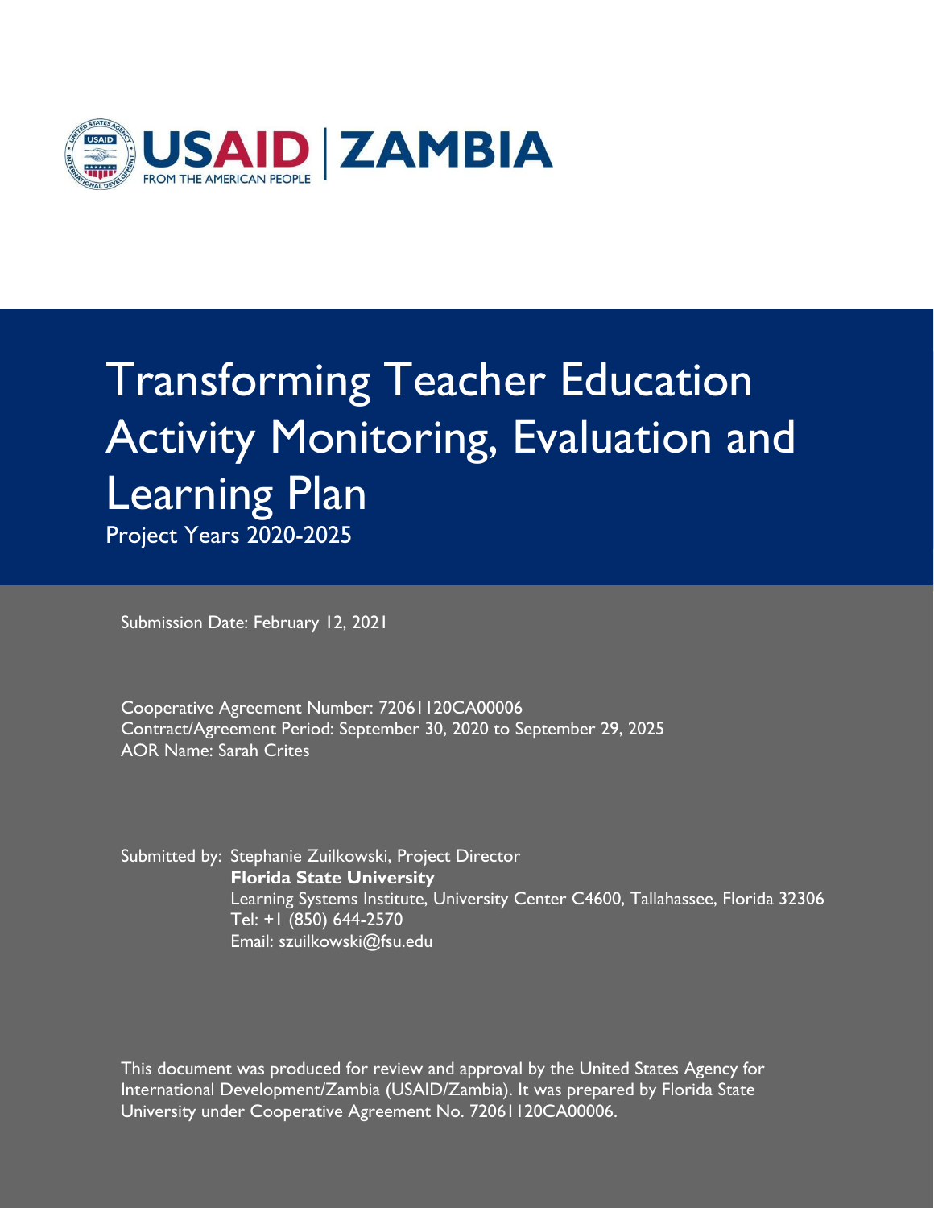USAID | ZAMBIA

FROM THE AMERICAN PEOPLE

# Transforming Teacher Education Activity Monitoring, Evaluation and Learning Plan

Project Years 2020-2025

Submission Date: February 12, 2021

Cooperative Agreement Number: 72061120CA00006
Contract/Agreement Period: September 30, 2020 to September 29, 2025
AOR Name: Sarah Crites

Submitted by: Stephanie Zuilkowski, Project Director
**Florida State University**
Learning Systems Institute, University Center C4600, Tallahassee, Florida 32306
Tel: +1 (850) 644-2570
Email: szuilkowski@fsu.edu

This document was produced for review and approval by the United States Agency for International Development/Zambia (USAID/Zambia). It was prepared by Florida State University under Cooperative Agreement No. 72061120CA00006.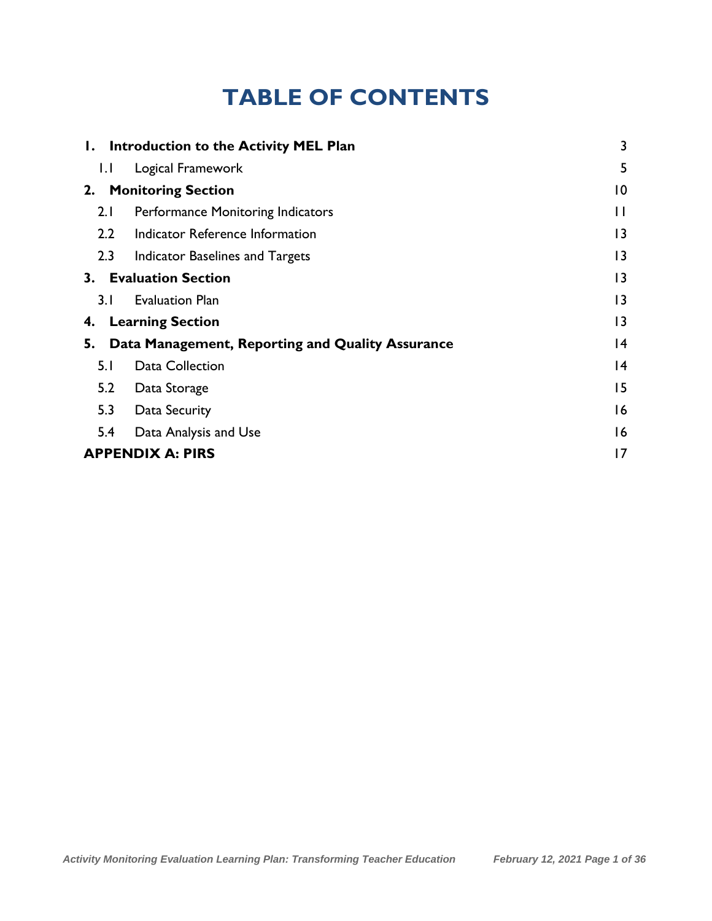# TABLE OF CONTENTS

| | |
|---|---|
| **1. Introduction to the Activity MEL Plan** | 3 |
| 1.1 Logical Framework | 5 |
| **2. Monitoring Section** | 10 |
| 2.1 Performance Monitoring Indicators | 11 |
| 2.2 Indicator Reference Information | 13 |
| 2.3 Indicator Baselines and Targets | 13 |
| **3. Evaluation Section** | 13 |
| 3.1 Evaluation Plan | 13 |
| **4. Learning Section** | 13 |
| **5. Data Management, Reporting and Quality Assurance** | 14 |
| 5.1 Data Collection | 14 |
| 5.2 Data Storage | 15 |
| 5.3 Data Security | 16 |
| 5.4 Data Analysis and Use | 16 |
| **APPENDIX A: PIRS** | 17 |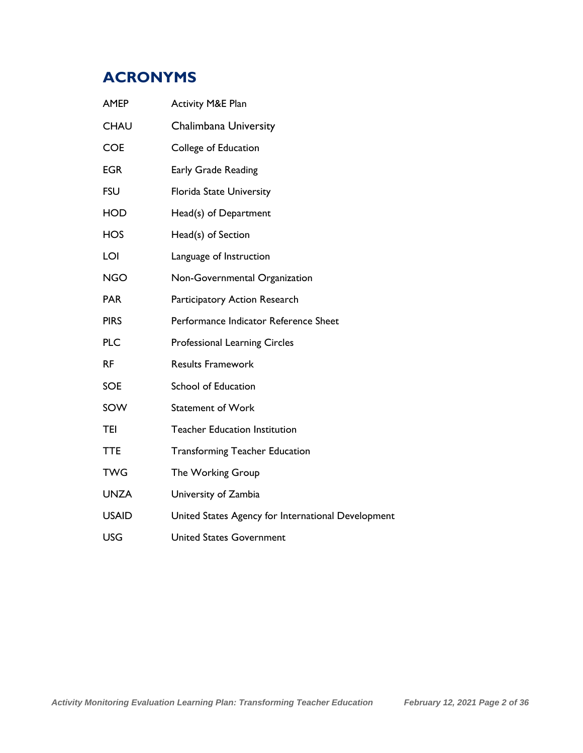## ACRONYMS

| | |
|---|---|
| AMEP | Activity M&E Plan |
| CHAU | Chalimbana University |
| COE | College of Education |
| EGR | Early Grade Reading |
| FSU | Florida State University |
| HOD | Head(s) of Department |
| HOS | Head(s) of Section |
| LOI | Language of Instruction |
| NGO | Non-Governmental Organization |
| PAR | Participatory Action Research |
| PIRS | Performance Indicator Reference Sheet |
| PLC | Professional Learning Circles |
| RF | Results Framework |
| SOE | School of Education |
| SOW | Statement of Work |
| TEI | Teacher Education Institution |
| TTE | Transforming Teacher Education |
| TWG | The Working Group |
| UNZA | University of Zambia |
| USAID | United States Agency for International Development |
| USG | United States Government |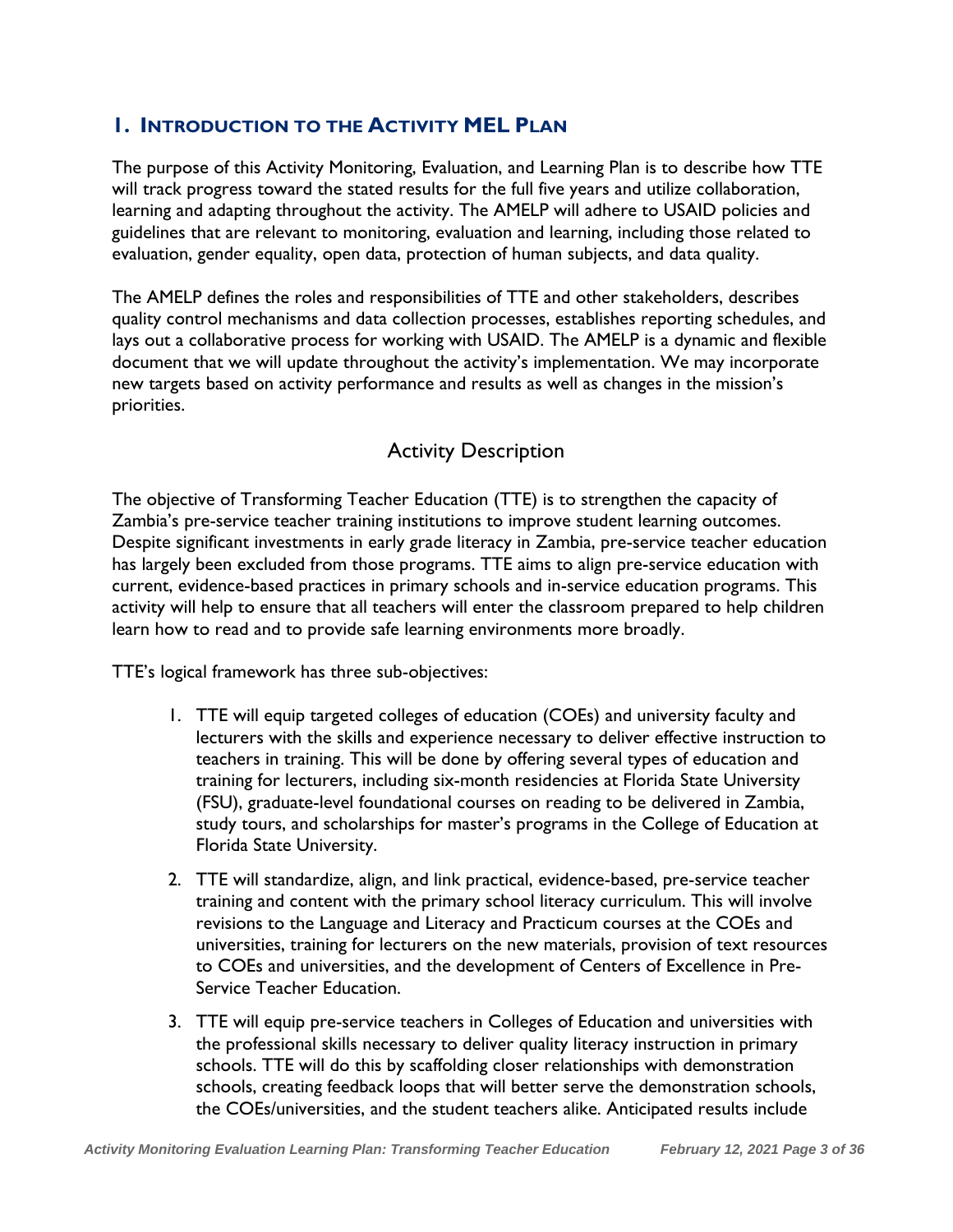# 1. INTRODUCTION TO THE ACTIVITY MEL PLAN

The purpose of this Activity Monitoring, Evaluation, and Learning Plan is to describe how TTE will track progress toward the stated results for the full five years and utilize collaboration, learning and adapting throughout the activity. The AMELP will adhere to USAID policies and guidelines that are relevant to monitoring, evaluation and learning, including those related to evaluation, gender equality, open data, protection of human subjects, and data quality.

The AMELP defines the roles and responsibilities of TTE and other stakeholders, describes quality control mechanisms and data collection processes, establishes reporting schedules, and lays out a collaborative process for working with USAID. The AMELP is a dynamic and flexible document that we will update throughout the activity's implementation. We may incorporate new targets based on activity performance and results as well as changes in the mission's priorities.

## Activity Description

The objective of Transforming Teacher Education (TTE) is to strengthen the capacity of Zambia's pre-service teacher training institutions to improve student learning outcomes. Despite significant investments in early grade literacy in Zambia, pre-service teacher education has largely been excluded from those programs. TTE aims to align pre-service education with current, evidence-based practices in primary schools and in-service education programs. This activity will help to ensure that all teachers will enter the classroom prepared to help children learn how to read and to provide safe learning environments more broadly.

TTE's logical framework has three sub-objectives:

1. TTE will equip targeted colleges of education (COEs) and university faculty and lecturers with the skills and experience necessary to deliver effective instruction to teachers in training. This will be done by offering several types of education and training for lecturers, including six-month residencies at Florida State University (FSU), graduate-level foundational courses on reading to be delivered in Zambia, study tours, and scholarships for master's programs in the College of Education at Florida State University.
2. TTE will standardize, align, and link practical, evidence-based, pre-service teacher training and content with the primary school literacy curriculum. This will involve revisions to the Language and Literacy and Practicum courses at the COEs and universities, training for lecturers on the new materials, provision of text resources to COEs and universities, and the development of Centers of Excellence in Pre-Service Teacher Education.
3. TTE will equip pre-service teachers in Colleges of Education and universities with the professional skills necessary to deliver quality literacy instruction in primary schools. TTE will do this by scaffolding closer relationships with demonstration schools, creating feedback loops that will better serve the demonstration schools, the COEs/universities, and the student teachers alike. Anticipated results include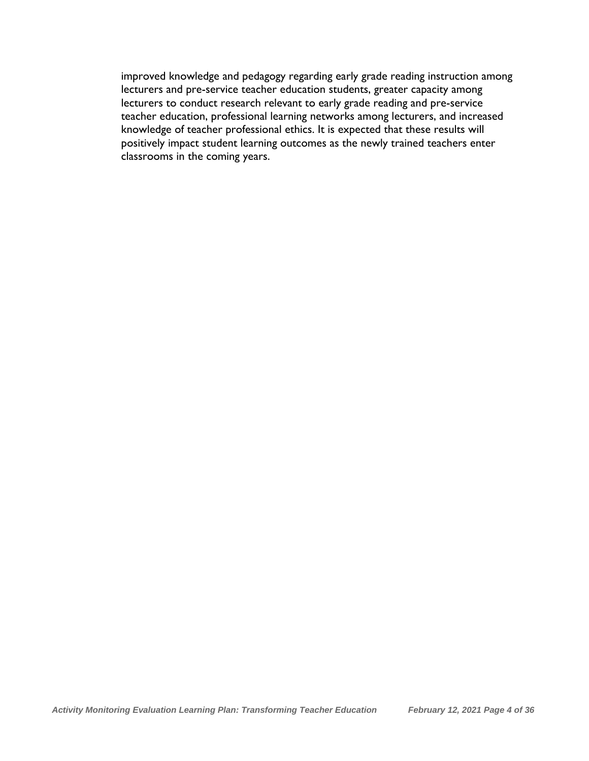improved knowledge and pedagogy regarding early grade reading instruction among lecturers and pre-service teacher education students, greater capacity among lecturers to conduct research relevant to early grade reading and pre-service teacher education, professional learning networks among lecturers, and increased knowledge of teacher professional ethics. It is expected that these results will positively impact student learning outcomes as the newly trained teachers enter classrooms in the coming years.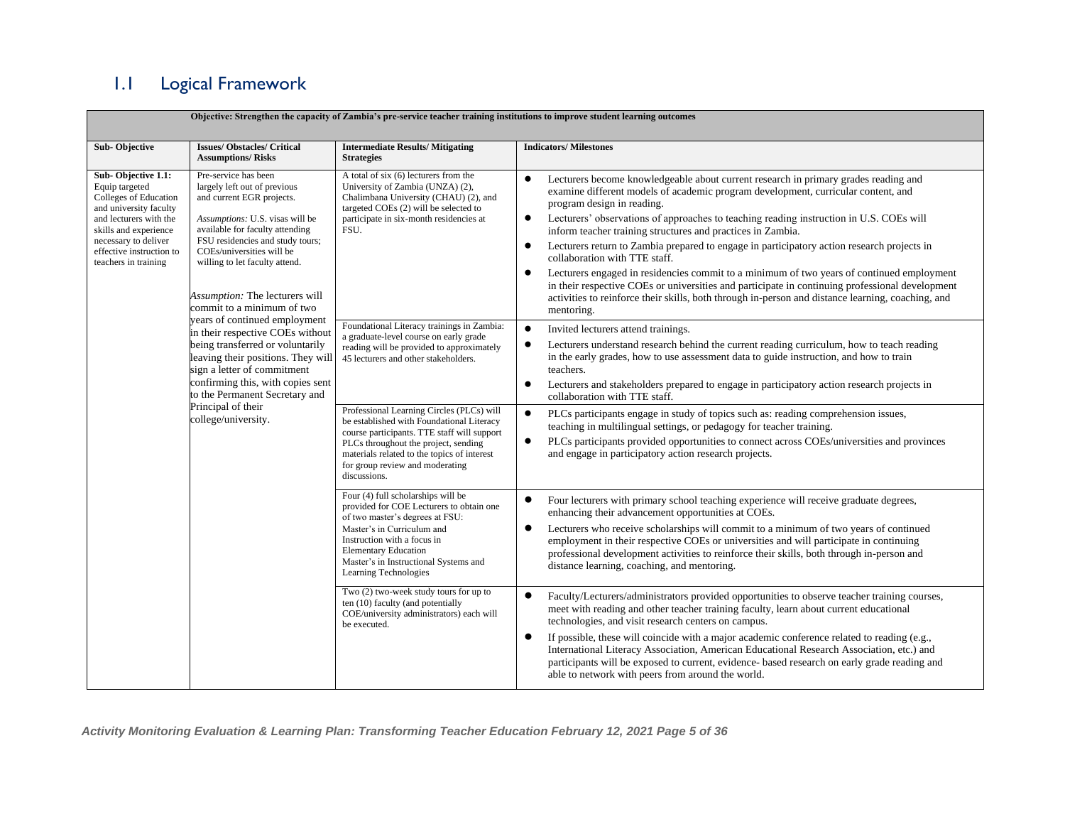## 1.1 Logical Framework

| Objective: Strengthen the capacity of Zambia's pre-service teacher training institutions to improve student learning outcomes | | | |
|---|---|---|---|
| **Sub- Objective** | **Issues/ Obstacles/ Critical Assumptions/ Risks** | **Intermediate Results/ Mitigating Strategies** | **Indicators/ Milestones** |
| **Sub- Objective 1.1:** Equip targeted Colleges of Education and university faculty and lecturers with the skills and experience necessary to deliver effective instruction to teachers in training | Pre-service has been largely left out of previous and current EGR projects.<br><br>*Assumptions:* U.S. visas will be available for faculty attending FSU residencies and study tours; COEs/universities will be willing to let faculty attend.<br><br>*Assumption:* The lecturers will commit to a minimum of two years of continued employment in their respective COEs without being transferred or voluntarily leaving their positions. They will sign a letter of commitment confirming this, with copies sent to the Permanent Secretary and Principal of their college/university. | A total of six (6) lecturers from the University of Zambia (UNZA) (2), Chalimbana University (CHAU) (2), and targeted COEs (2) will be selected to participate in six-month residencies at FSU. | • Lecturers become knowledgeable about current research in primary grades reading and examine different models of academic program development, curricular content, and program design in reading.<br>• Lecturers' observations of approaches to teaching reading instruction in U.S. COEs will inform teacher training structures and practices in Zambia.<br>• Lecturers return to Zambia prepared to engage in participatory action research projects in collaboration with TTE staff.<br>• Lecturers engaged in residencies commit to a minimum of two years of continued employment in their respective COEs or universities and participate in continuing professional development activities to reinforce their skills, both through in-person and distance learning, coaching, and mentoring. |
| | | Foundational Literacy trainings in Zambia: a graduate-level course on early grade reading will be provided to approximately 45 lecturers and other stakeholders. | • Invited lecturers attend trainings.<br>• Lecturers understand research behind the current reading curriculum, how to teach reading in the early grades, how to use assessment data to guide instruction, and how to train teachers.<br>• Lecturers and stakeholders prepared to engage in participatory action research projects in collaboration with TTE staff. |
| | | Professional Learning Circles (PLCs) will be established with Foundational Literacy course participants. TTE staff will support PLCs throughout the project, sending materials related to the topics of interest for group review and moderating discussions. | • PLCs participants engage in study of topics such as: reading comprehension issues, teaching in multilingual settings, or pedagogy for teacher training.<br>• PLCs participants provided opportunities to connect across COEs/universities and provinces and engage in participatory action research projects. |
| | | Four (4) full scholarships will be provided for COE Lecturers to obtain one of two master's degrees at FSU:<br>Master's in Curriculum and Instruction with a focus in Elementary Education<br>Master's in Instructional Systems and Learning Technologies | • Four lecturers with primary school teaching experience will receive graduate degrees, enhancing their advancement opportunities at COEs.<br>• Lecturers who receive scholarships will commit to a minimum of two years of continued employment in their respective COEs or universities and will participate in continuing professional development activities to reinforce their skills, both through in-person and distance learning, coaching, and mentoring. |
| | | Two (2) two-week study tours for up to ten (10) faculty (and potentially COE/university administrators) each will be executed. | • Faculty/Lecturers/administrators provided opportunities to observe teacher training courses, meet with reading and other teacher training faculty, learn about current educational technologies, and visit research centers on campus.<br>• If possible, these will coincide with a major academic conference related to reading (e.g., International Literacy Association, American Educational Research Association, etc.) and participants will be exposed to current, evidence- based research on early grade reading and able to network with peers from around the world. |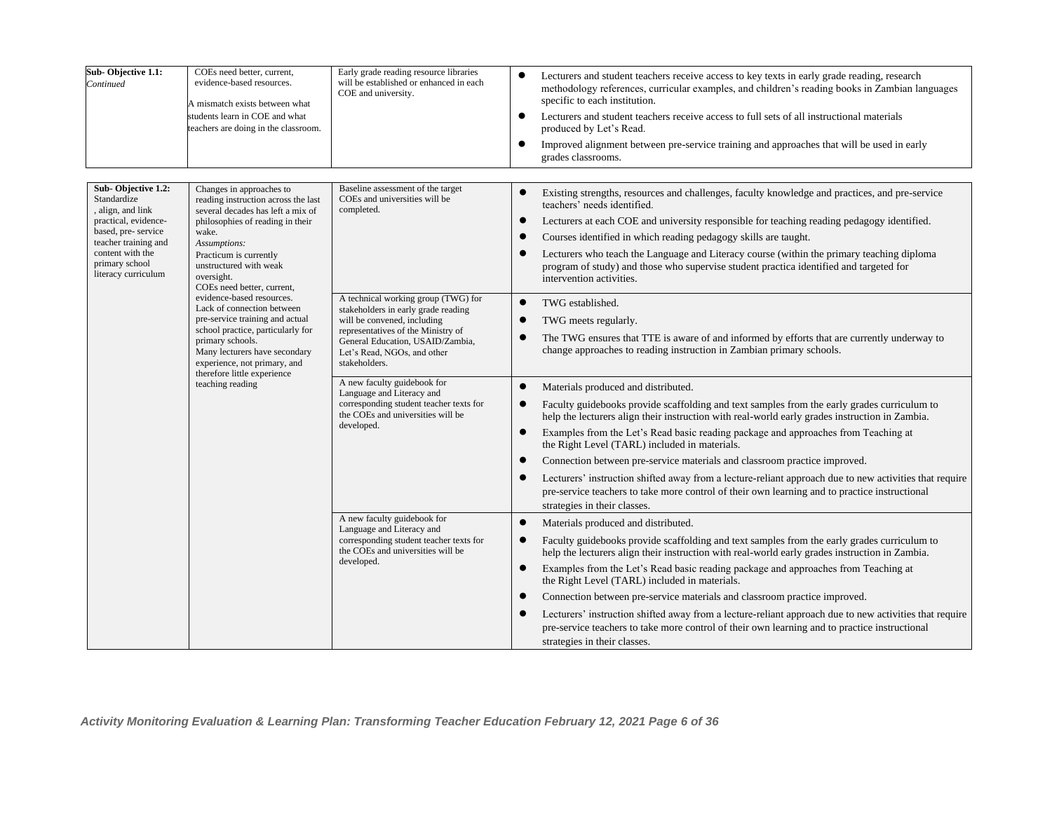| | | | |
|---|---|---|---|
| **Sub- Objective 1.1:** *Continued* | COEs need better, current, evidence-based resources.<br><br>A mismatch exists between what students learn in COE and what teachers are doing in the classroom. | Early grade reading resource libraries will be established or enhanced in each COE and university. | • Lecturers and student teachers receive access to key texts in early grade reading, research methodology references, curricular examples, and children's reading books in Zambian languages specific to each institution.<br>• Lecturers and student teachers receive access to full sets of all instructional materials produced by Let's Read.<br>• Improved alignment between pre-service training and approaches that will be used in early grades classrooms. |

| | | | |
|---|---|---|---|
| **Sub- Objective 1.2:** Standardize , align, and link practical, evidence-based, pre- service teacher training and content with the primary school literacy curriculum | Changes in approaches to reading instruction across the last several decades has left a mix of philosophies of reading in their wake.<br>*Assumptions:*<br>Practicum is currently unstructured with weak oversight.<br>COEs need better, current, evidence-based resources.<br>Lack of connection between pre-service training and actual school practice, particularly for primary schools.<br>Many lecturers have secondary experience, not primary, and therefore little experience teaching reading | Baseline assessment of the target COEs and universities will be completed. | • Existing strengths, resources and challenges, faculty knowledge and practices, and pre-service teachers' needs identified.<br>• Lecturers at each COE and university responsible for teaching reading pedagogy identified.<br>• Courses identified in which reading pedagogy skills are taught.<br>• Lecturers who teach the Language and Literacy course (within the primary teaching diploma program of study) and those who supervise student practica identified and targeted for intervention activities. |
| | | A technical working group (TWG) for stakeholders in early grade reading will be convened, including representatives of the Ministry of General Education, USAID/Zambia, Let's Read, NGOs, and other stakeholders. | • TWG established.<br>• TWG meets regularly.<br>• The TWG ensures that TTE is aware of and informed by efforts that are currently underway to change approaches to reading instruction in Zambian primary schools. |
| | | A new faculty guidebook for Language and Literacy and corresponding student teacher texts for the COEs and universities will be developed. | • Materials produced and distributed.<br>• Faculty guidebooks provide scaffolding and text samples from the early grades curriculum to help the lecturers align their instruction with real-world early grades instruction in Zambia.<br>• Examples from the Let's Read basic reading package and approaches from Teaching at the Right Level (TARL) included in materials.<br>• Connection between pre-service materials and classroom practice improved.<br>• Lecturers' instruction shifted away from a lecture-reliant approach due to new activities that require pre-service teachers to take more control of their own learning and to practice instructional strategies in their classes. |
| | | A new faculty guidebook for Language and Literacy and corresponding student teacher texts for the COEs and universities will be developed. | • Materials produced and distributed.<br>• Faculty guidebooks provide scaffolding and text samples from the early grades curriculum to help the lecturers align their instruction with real-world early grades instruction in Zambia.<br>• Examples from the Let's Read basic reading package and approaches from Teaching at the Right Level (TARL) included in materials.<br>• Connection between pre-service materials and classroom practice improved.<br>• Lecturers' instruction shifted away from a lecture-reliant approach due to new activities that require pre-service teachers to take more control of their own learning and to practice instructional strategies in their classes. |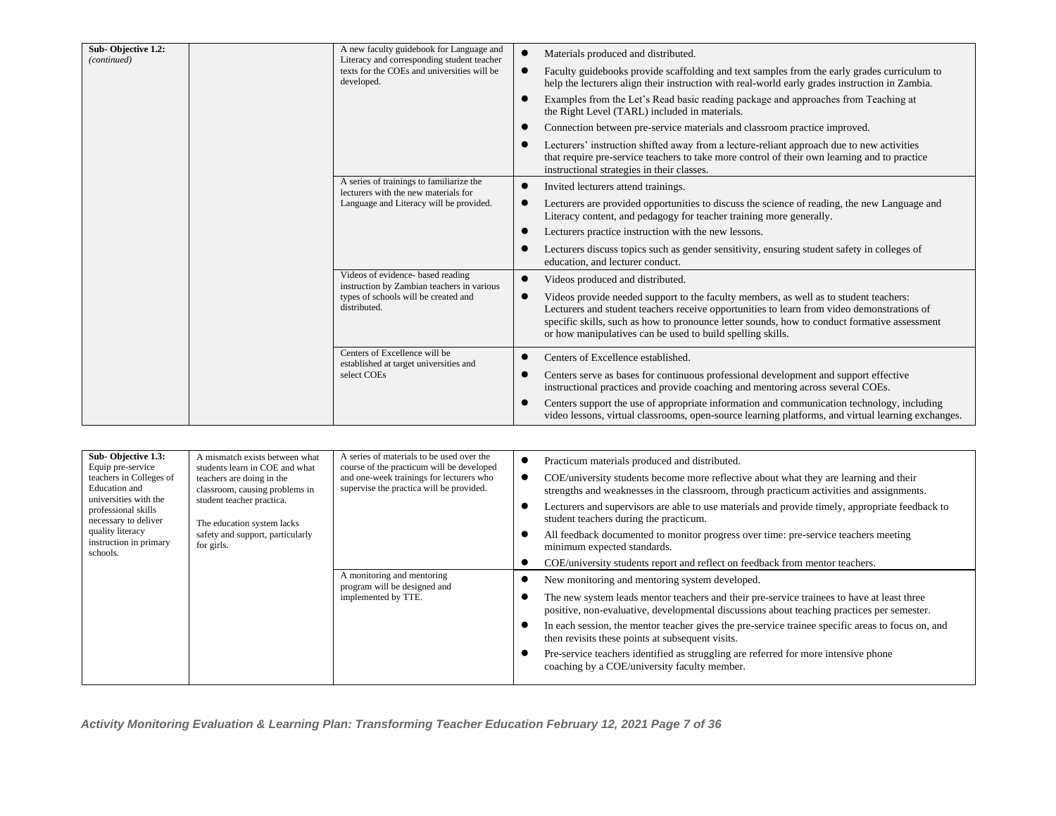| | | | |
|---|---|---|---|
| **Sub- Objective 1.2:** *(continued)* | | A new faculty guidebook for Language and Literacy and corresponding student teacher texts for the COEs and universities will be developed. | • Materials produced and distributed.<br>• Faculty guidebooks provide scaffolding and text samples from the early grades curriculum to help the lecturers align their instruction with real-world early grades instruction in Zambia.<br>• Examples from the Let's Read basic reading package and approaches from Teaching at the Right Level (TARL) included in materials.<br>• Connection between pre-service materials and classroom practice improved.<br>• Lecturers' instruction shifted away from a lecture-reliant approach due to new activities that require pre-service teachers to take more control of their own learning and to practice instructional strategies in their classes. |
| | | A series of trainings to familiarize the lecturers with the new materials for Language and Literacy will be provided. | • Invited lecturers attend trainings.<br>• Lecturers are provided opportunities to discuss the science of reading, the new Language and Literacy content, and pedagogy for teacher training more generally.<br>• Lecturers practice instruction with the new lessons.<br>• Lecturers discuss topics such as gender sensitivity, ensuring student safety in colleges of education, and lecturer conduct. |
| | | Videos of evidence- based reading instruction by Zambian teachers in various types of schools will be created and distributed. | • Videos produced and distributed.<br>• Videos provide needed support to the faculty members, as well as to student teachers: Lecturers and student teachers receive opportunities to learn from video demonstrations of specific skills, such as how to pronounce letter sounds, how to conduct formative assessment or how manipulatives can be used to build spelling skills. |
| | | Centers of Excellence will be established at target universities and select COEs | • Centers of Excellence established.<br>• Centers serve as bases for continuous professional development and support effective instructional practices and provide coaching and mentoring across several COEs.<br>• Centers support the use of appropriate information and communication technology, including video lessons, virtual classrooms, open-source learning platforms, and virtual learning exchanges. |

| | | | |
|---|---|---|---|
| **Sub- Objective 1.3:** Equip pre-service teachers in Colleges of Education and universities with the professional skills necessary to deliver quality literacy instruction in primary schools. | A mismatch exists between what students learn in COE and what teachers are doing in the classroom, causing problems in student teacher practica.<br><br>The education system lacks safety and support, particularly for girls. | A series of materials to be used over the course of the practicum will be developed and one-week trainings for lecturers who supervise the practica will be provided. | • Practicum materials produced and distributed.<br>• COE/university students become more reflective about what they are learning and their strengths and weaknesses in the classroom, through practicum activities and assignments.<br>• Lecturers and supervisors are able to use materials and provide timely, appropriate feedback to student teachers during the practicum.<br>• All feedback documented to monitor progress over time: pre-service teachers meeting minimum expected standards.<br>• COE/university students report and reflect on feedback from mentor teachers. |
| | | A monitoring and mentoring program will be designed and implemented by TTE. | • New monitoring and mentoring system developed.<br>• The new system leads mentor teachers and their pre-service trainees to have at least three positive, non-evaluative, developmental discussions about teaching practices per semester.<br>• In each session, the mentor teacher gives the pre-service trainee specific areas to focus on, and then revisits these points at subsequent visits.<br>• Pre-service teachers identified as struggling are referred for more intensive phone coaching by a COE/university faculty member. |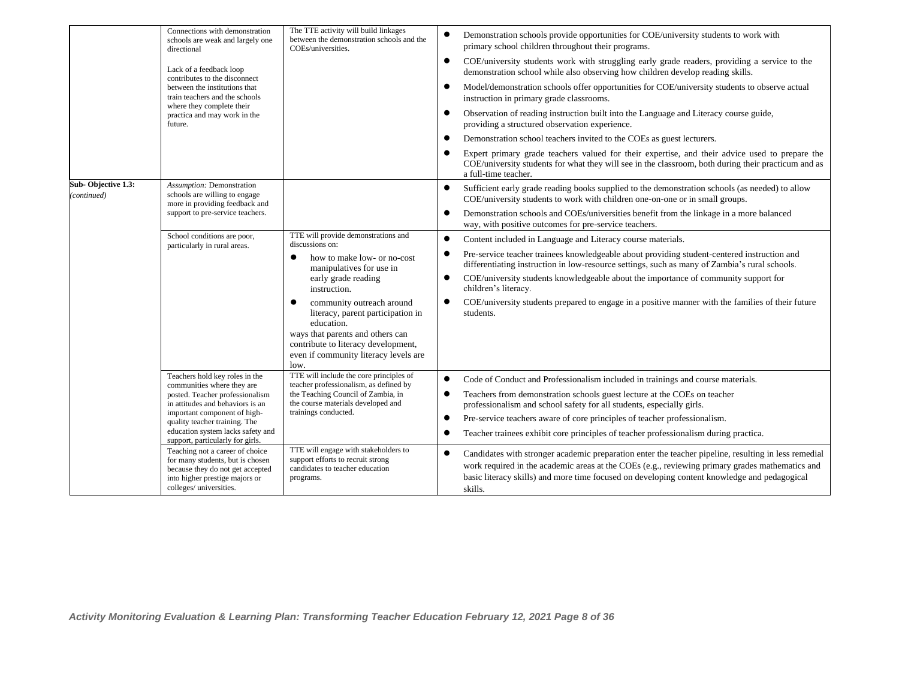| | | | |
|---|---|---|---|
| | Connections with demonstration schools are weak and largely one directional<br><br>Lack of a feedback loop contributes to the disconnect between the institutions that train teachers and the schools where they complete their practica and may work in the future. | The TTE activity will build linkages between the demonstration schools and the COEs/universities. | • Demonstration schools provide opportunities for COE/university students to work with primary school children throughout their programs.<br>• COE/university students work with struggling early grade readers, providing a service to the demonstration school while also observing how children develop reading skills.<br>• Model/demonstration schools offer opportunities for COE/university students to observe actual instruction in primary grade classrooms.<br>• Observation of reading instruction built into the Language and Literacy course guide, providing a structured observation experience.<br>• Demonstration school teachers invited to the COEs as guest lecturers.<br>• Expert primary grade teachers valued for their expertise, and their advice used to prepare the COE/university students for what they will see in the classroom, both during their practicum and as a full-time teacher. |
| **Sub- Objective 1.3:** *(continued)* | *Assumption:* Demonstration schools are willing to engage more in providing feedback and support to pre-service teachers. | | • Sufficient early grade reading books supplied to the demonstration schools (as needed) to allow COE/university students to work with children one-on-one or in small groups.<br>• Demonstration schools and COEs/universities benefit from the linkage in a more balanced way, with positive outcomes for pre-service teachers. |
| | School conditions are poor, particularly in rural areas. | TTE will provide demonstrations and discussions on:<br>• how to make low- or no-cost manipulatives for use in early grade reading instruction.<br>• community outreach around literacy, parent participation in education.<br>ways that parents and others can contribute to literacy development, even if community literacy levels are low. | • Content included in Language and Literacy course materials.<br>• Pre-service teacher trainees knowledgeable about providing student-centered instruction and differentiating instruction in low-resource settings, such as many of Zambia's rural schools.<br>• COE/university students knowledgeable about the importance of community support for children's literacy.<br>• COE/university students prepared to engage in a positive manner with the families of their future students. |
| | Teachers hold key roles in the communities where they are posted. Teacher professionalism in attitudes and behaviors is an important component of high-quality teacher training. The education system lacks safety and support, particularly for girls. | TTE will include the core principles of teacher professionalism, as defined by the Teaching Council of Zambia, in the course materials developed and trainings conducted. | • Code of Conduct and Professionalism included in trainings and course materials.<br>• Teachers from demonstration schools guest lecture at the COEs on teacher professionalism and school safety for all students, especially girls.<br>• Pre-service teachers aware of core principles of teacher professionalism.<br>• Teacher trainees exhibit core principles of teacher professionalism during practica. |
| | Teaching not a career of choice for many students, but is chosen because they do not get accepted into higher prestige majors or colleges/ universities. | TTE will engage with stakeholders to support efforts to recruit strong candidates to teacher education programs. | • Candidates with stronger academic preparation enter the teacher pipeline, resulting in less remedial work required in the academic areas at the COEs (e.g., reviewing primary grades mathematics and basic literacy skills) and more time focused on developing content knowledge and pedagogical skills. |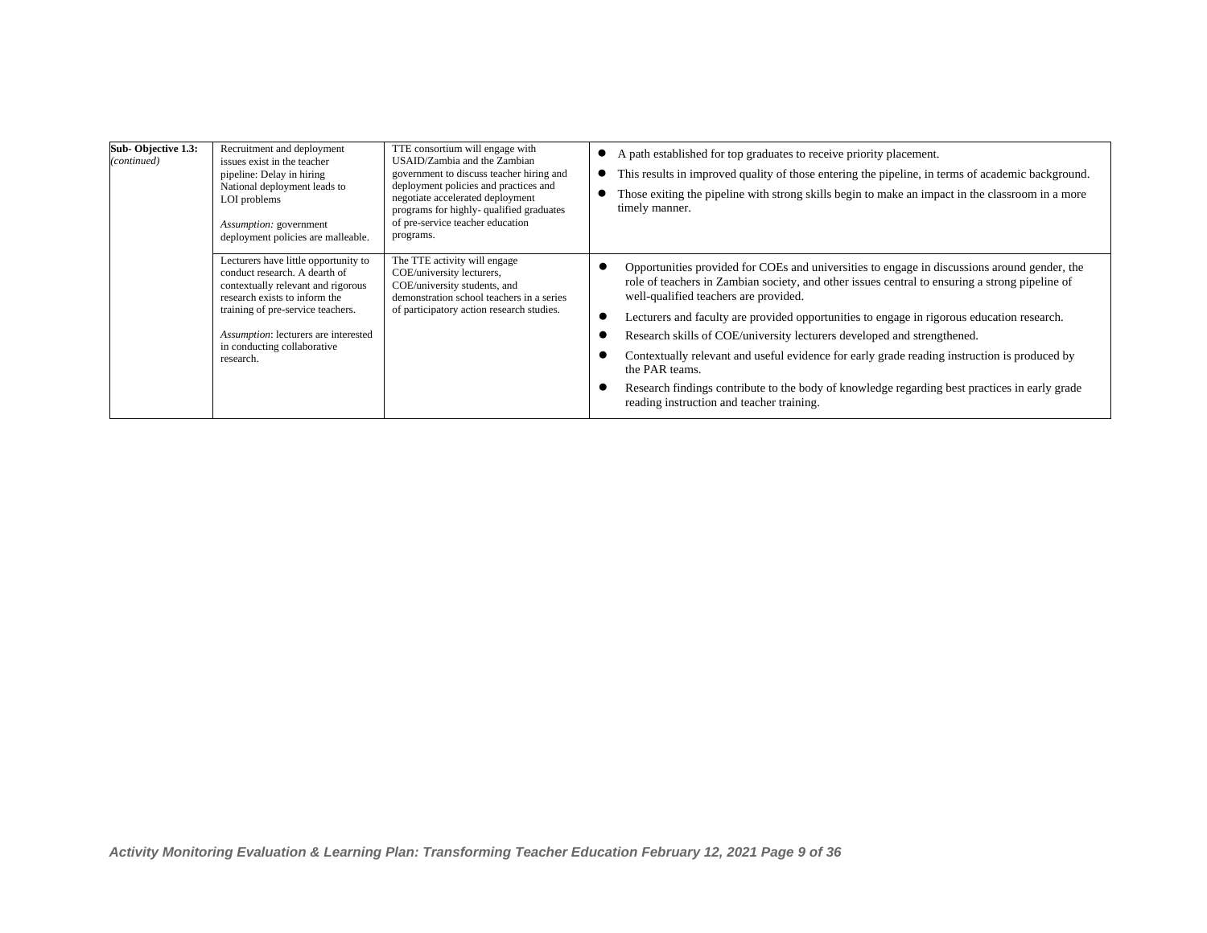| | | | |
|---|---|---|---|
| **Sub- Objective 1.3:** *(continued)* | Recruitment and deployment issues exist in the teacher pipeline: Delay in hiring National deployment leads to LOI problems<br><br>*Assumption:* government deployment policies are malleable. | TTE consortium will engage with USAID/Zambia and the Zambian government to discuss teacher hiring and deployment policies and practices and negotiate accelerated deployment programs for highly- qualified graduates of pre-service teacher education programs. | • A path established for top graduates to receive priority placement.<br>• This results in improved quality of those entering the pipeline, in terms of academic background.<br>• Those exiting the pipeline with strong skills begin to make an impact in the classroom in a more timely manner. |
| | Lecturers have little opportunity to conduct research. A dearth of contextually relevant and rigorous research exists to inform the training of pre-service teachers.<br><br>*Assumption*: lecturers are interested in conducting collaborative research. | The TTE activity will engage COE/university lecturers, COE/university students, and demonstration school teachers in a series of participatory action research studies. | • Opportunities provided for COEs and universities to engage in discussions around gender, the role of teachers in Zambian society, and other issues central to ensuring a strong pipeline of well-qualified teachers are provided.<br>• Lecturers and faculty are provided opportunities to engage in rigorous education research.<br>• Research skills of COE/university lecturers developed and strengthened.<br>• Contextually relevant and useful evidence for early grade reading instruction is produced by the PAR teams.<br>• Research findings contribute to the body of knowledge regarding best practices in early grade reading instruction and teacher training. |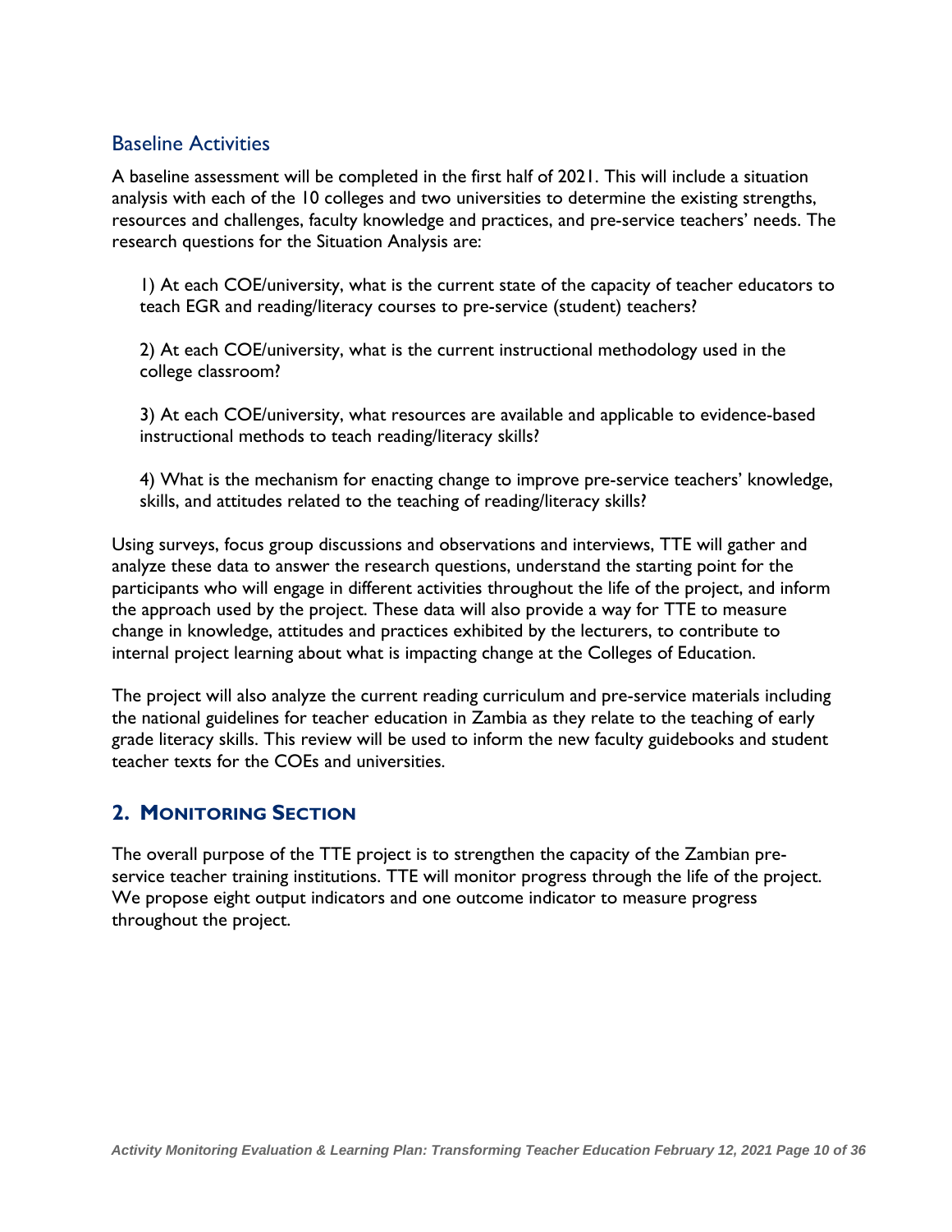### Baseline Activities

A baseline assessment will be completed in the first half of 2021. This will include a situation analysis with each of the 10 colleges and two universities to determine the existing strengths, resources and challenges, faculty knowledge and practices, and pre-service teachers' needs. The research questions for the Situation Analysis are:

1) At each COE/university, what is the current state of the capacity of teacher educators to teach EGR and reading/literacy courses to pre-service (student) teachers?

2) At each COE/university, what is the current instructional methodology used in the college classroom?

3) At each COE/university, what resources are available and applicable to evidence-based instructional methods to teach reading/literacy skills?

4) What is the mechanism for enacting change to improve pre-service teachers' knowledge, skills, and attitudes related to the teaching of reading/literacy skills?

Using surveys, focus group discussions and observations and interviews, TTE will gather and analyze these data to answer the research questions, understand the starting point for the participants who will engage in different activities throughout the life of the project, and inform the approach used by the project. These data will also provide a way for TTE to measure change in knowledge, attitudes and practices exhibited by the lecturers, to contribute to internal project learning about what is impacting change at the Colleges of Education.

The project will also analyze the current reading curriculum and pre-service materials including the national guidelines for teacher education in Zambia as they relate to the teaching of early grade literacy skills. This review will be used to inform the new faculty guidebooks and student teacher texts for the COEs and universities.

## 2. MONITORING SECTION

The overall purpose of the TTE project is to strengthen the capacity of the Zambian pre-service teacher training institutions. TTE will monitor progress through the life of the project. We propose eight output indicators and one outcome indicator to measure progress throughout the project.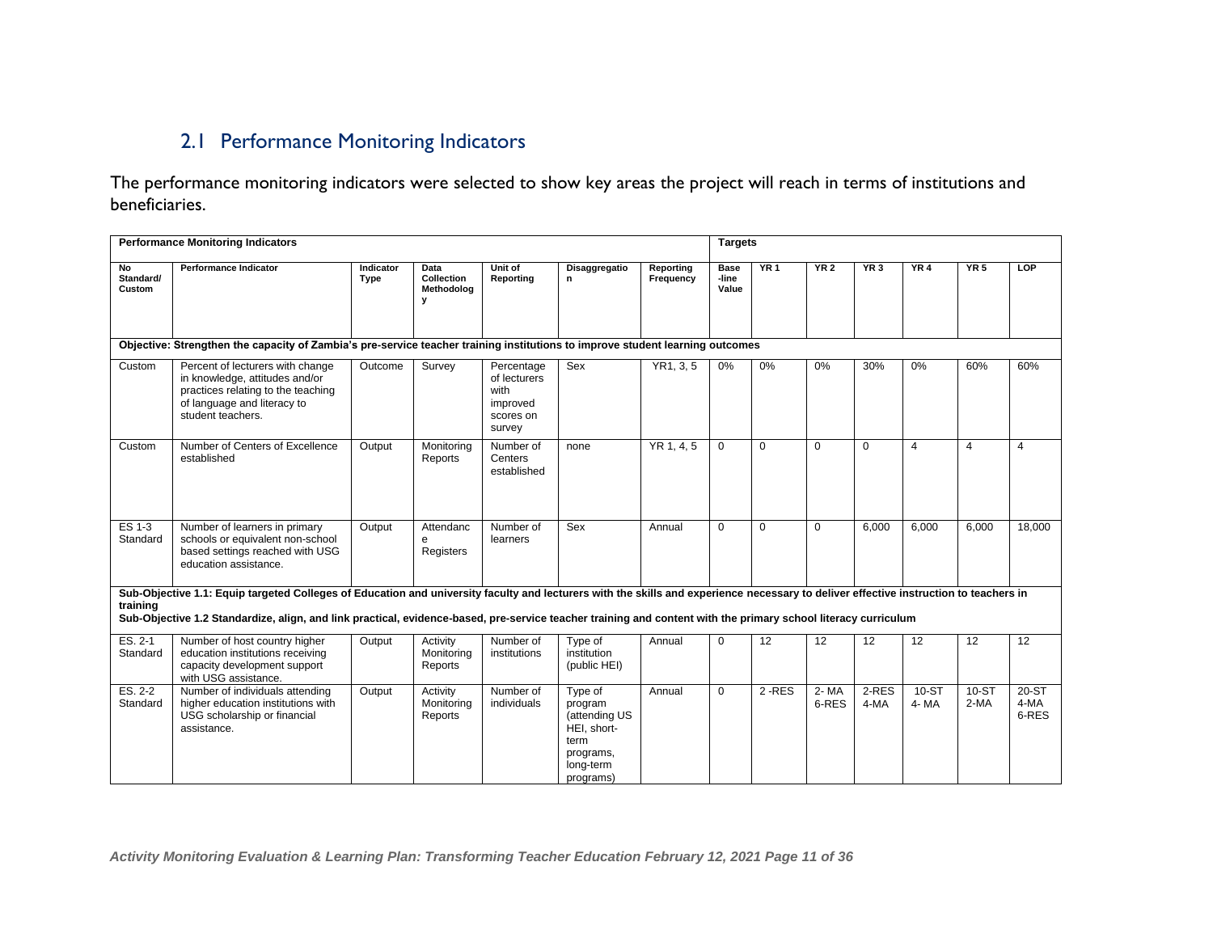## 2.1 Performance Monitoring Indicators

The performance monitoring indicators were selected to show key areas the project will reach in terms of institutions and beneficiaries.

| Performance Monitoring Indicators | | | | | | | Targets | | | | | | |
|---|---|---|---|---|---|---|---|---|---|---|---|---|---|
| No Standard/ Custom | Performance Indicator | Indicator Type | Data Collection Methodology | Unit of Reporting | Disaggregation | Reporting Frequency | Base-line Value | YR 1 | YR 2 | YR 3 | YR 4 | YR 5 | LOP |
| **Objective: Strengthen the capacity of Zambia's pre-service teacher training institutions to improve student learning outcomes** | | | | | | | | | | | | | |
| Custom | Percent of lecturers with change in knowledge, attitudes and/or practices relating to the teaching of language and literacy to student teachers. | Outcome | Survey | Percentage of lecturers with improved scores on survey | Sex | YR1, 3, 5 | 0% | 0% | 0% | 30% | 0% | 60% | 60% |
| Custom | Number of Centers of Excellence established | Output | Monitoring Reports | Number of Centers established | none | YR 1, 4, 5 | 0 | 0 | 0 | 0 | 4 | 4 | 4 |
| ES 1-3 Standard | Number of learners in primary schools or equivalent non-school based settings reached with USG education assistance. | Output | Attendance Registers | Number of learners | Sex | Annual | 0 | 0 | 0 | 6,000 | 6,000 | 6,000 | 18,000 |
| **Sub-Objective 1.1: Equip targeted Colleges of Education and university faculty and lecturers with the skills and experience necessary to deliver effective instruction to teachers in training** **Sub-Objective 1.2 Standardize, align, and link practical, evidence-based, pre-service teacher training and content with the primary school literacy curriculum** | | | | | | | | | | | | | |
| ES. 2-1 Standard | Number of host country higher education institutions receiving capacity development support with USG assistance. | Output | Activity Monitoring Reports | Number of institutions | Type of institution (public HEI) | Annual | 0 | 12 | 12 | 12 | 12 | 12 | 12 |
| ES. 2-2 Standard | Number of individuals attending higher education institutions with USG scholarship or financial assistance. | Output | Activity Monitoring Reports | Number of individuals | Type of program (attending US HEI, short-term programs, long-term programs) | Annual | 0 | 2 -RES | 2- MA 6-RES | 2-RES 4-MA | 10-ST 4- MA | 10-ST 2-MA | 20-ST 4-MA 6-RES |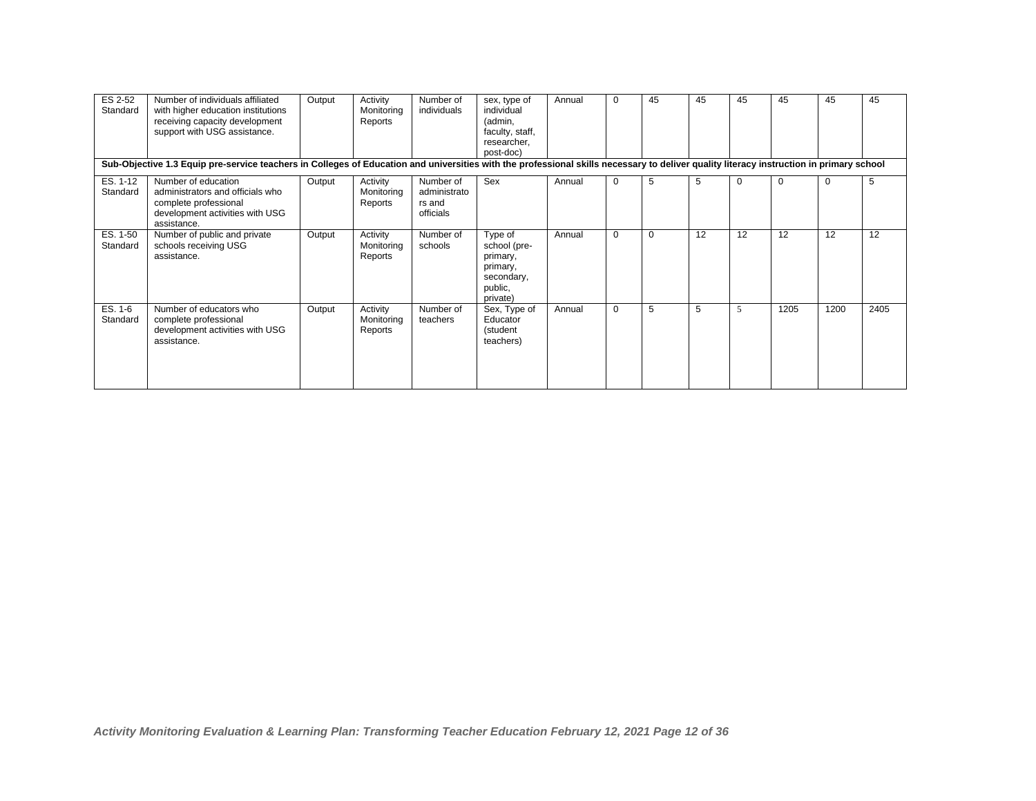| | | | | | | | | | | | | | |
|---|---|---|---|---|---|---|---|---|---|---|---|---|---|
| ES 2-52 Standard | Number of individuals affiliated with higher education institutions receiving capacity development support with USG assistance. | Output | Activity Monitoring Reports | Number of individuals | sex, type of individual (admin, faculty, staff, researcher, post-doc) | Annual | 0 | 45 | 45 | 45 | 45 | 45 | 45 |
| **Sub-Objective 1.3 Equip pre-service teachers in Colleges of Education and universities with the professional skills necessary to deliver quality literacy instruction in primary school** | | | | | | | | | | | | | |
| ES. 1-12 Standard | Number of education administrators and officials who complete professional development activities with USG assistance. | Output | Activity Monitoring Reports | Number of administrators and officials | Sex | Annual | 0 | 5 | 5 | 0 | 0 | 0 | 5 |
| ES. 1-50 Standard | Number of public and private schools receiving USG assistance. | Output | Activity Monitoring Reports | Number of schools | Type of school (pre-primary, primary, secondary, public, private) | Annual | 0 | 0 | 12 | 12 | 12 | 12 | 12 |
| ES. 1-6 Standard | Number of educators who complete professional development activities with USG assistance. | Output | Activity Monitoring Reports | Number of teachers | Sex, Type of Educator (student teachers) | Annual | 0 | 5 | 5 | 5 | 1205 | 1200 | 2405 |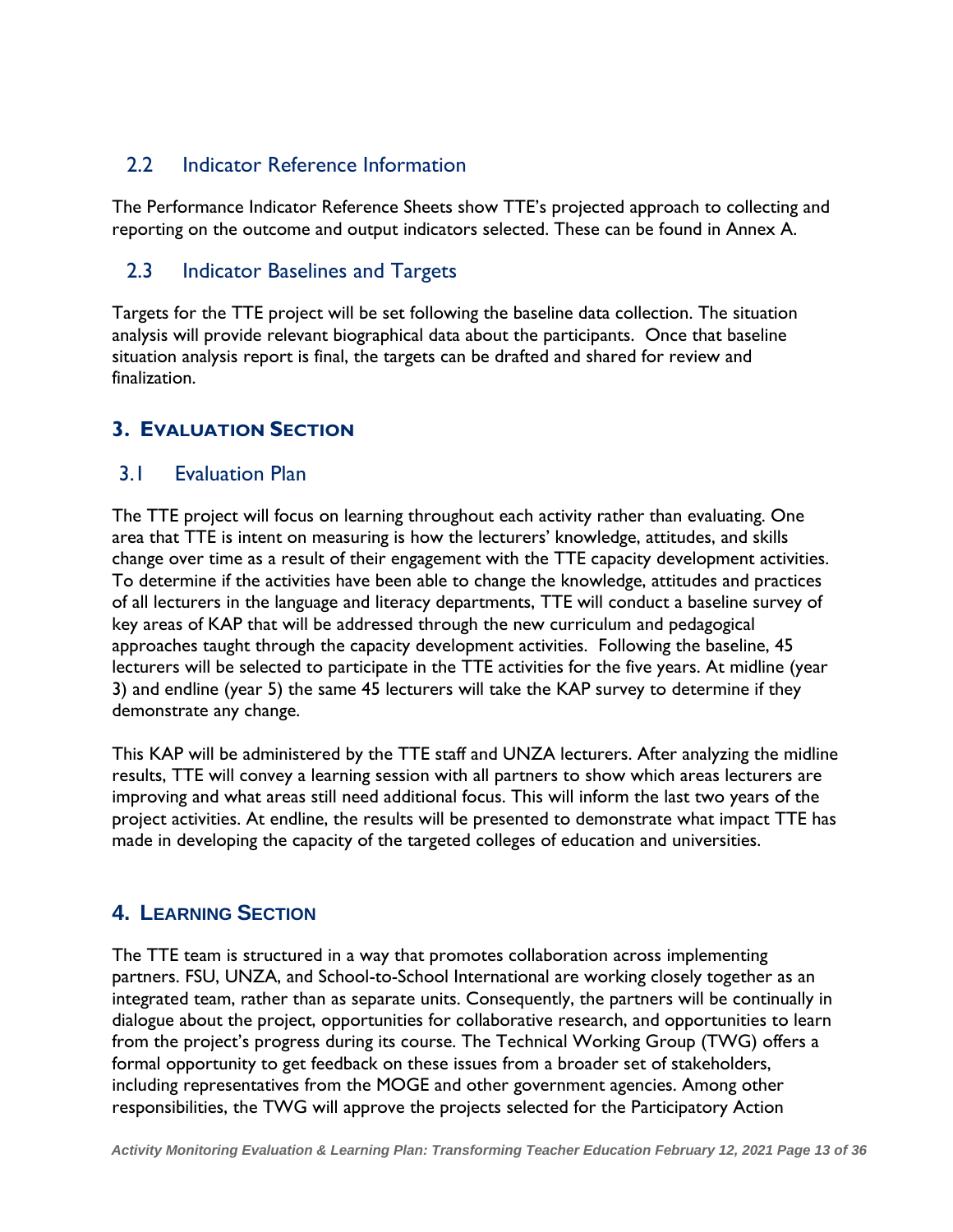## 2.2 Indicator Reference Information

The Performance Indicator Reference Sheets show TTE's projected approach to collecting and reporting on the outcome and output indicators selected. These can be found in Annex A.

## 2.3 Indicator Baselines and Targets

Targets for the TTE project will be set following the baseline data collection. The situation analysis will provide relevant biographical data about the participants. Once that baseline situation analysis report is final, the targets can be drafted and shared for review and finalization.

# 3. EVALUATION SECTION

## 3.1 Evaluation Plan

The TTE project will focus on learning throughout each activity rather than evaluating. One area that TTE is intent on measuring is how the lecturers' knowledge, attitudes, and skills change over time as a result of their engagement with the TTE capacity development activities. To determine if the activities have been able to change the knowledge, attitudes and practices of all lecturers in the language and literacy departments, TTE will conduct a baseline survey of key areas of KAP that will be addressed through the new curriculum and pedagogical approaches taught through the capacity development activities. Following the baseline, 45 lecturers will be selected to participate in the TTE activities for the five years. At midline (year 3) and endline (year 5) the same 45 lecturers will take the KAP survey to determine if they demonstrate any change.

This KAP will be administered by the TTE staff and UNZA lecturers. After analyzing the midline results, TTE will convey a learning session with all partners to show which areas lecturers are improving and what areas still need additional focus. This will inform the last two years of the project activities. At endline, the results will be presented to demonstrate what impact TTE has made in developing the capacity of the targeted colleges of education and universities.

# 4. LEARNING SECTION

The TTE team is structured in a way that promotes collaboration across implementing partners. FSU, UNZA, and School-to-School International are working closely together as an integrated team, rather than as separate units. Consequently, the partners will be continually in dialogue about the project, opportunities for collaborative research, and opportunities to learn from the project's progress during its course. The Technical Working Group (TWG) offers a formal opportunity to get feedback on these issues from a broader set of stakeholders, including representatives from the MOGE and other government agencies. Among other responsibilities, the TWG will approve the projects selected for the Participatory Action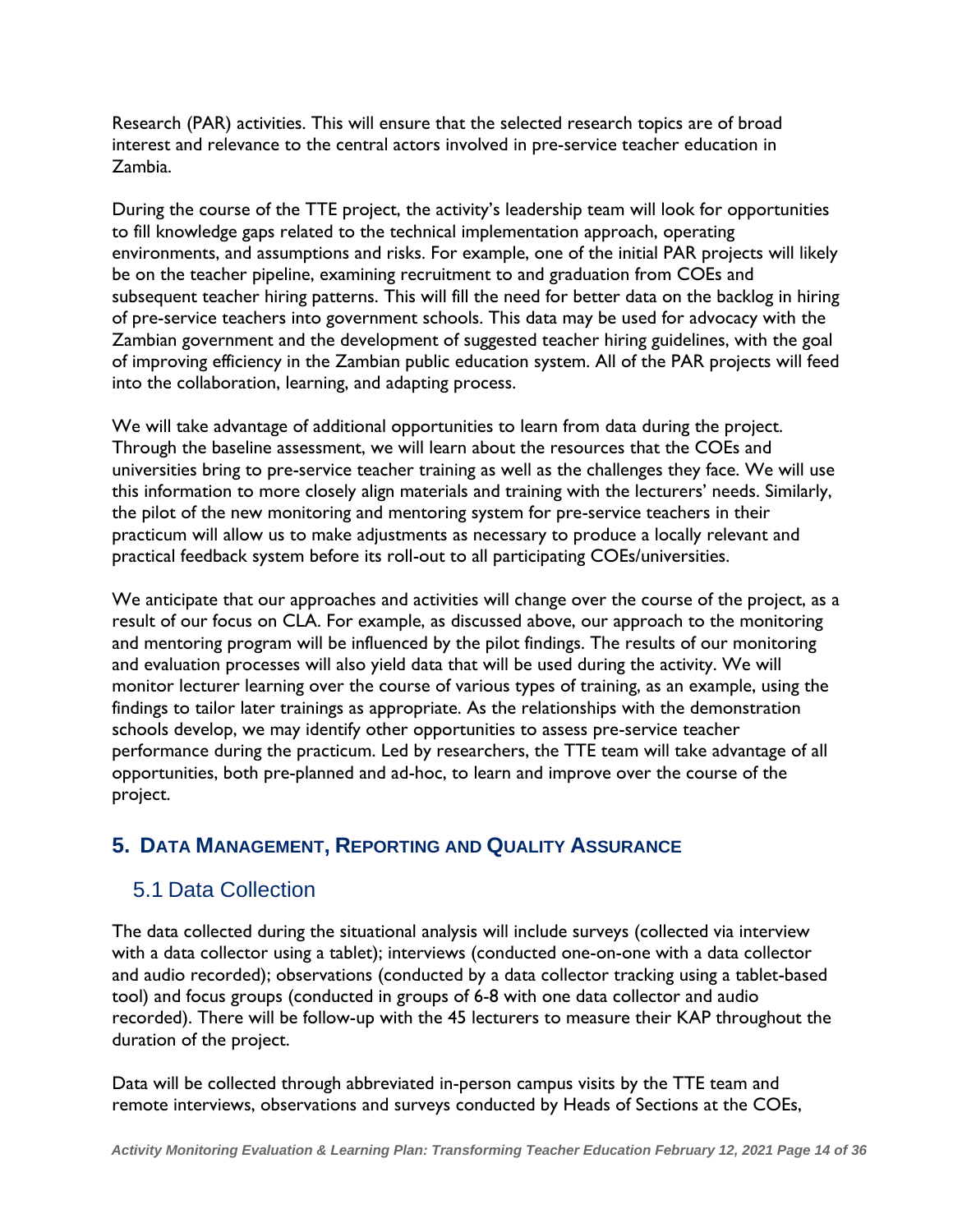Research (PAR) activities. This will ensure that the selected research topics are of broad interest and relevance to the central actors involved in pre-service teacher education in Zambia.

During the course of the TTE project, the activity's leadership team will look for opportunities to fill knowledge gaps related to the technical implementation approach, operating environments, and assumptions and risks. For example, one of the initial PAR projects will likely be on the teacher pipeline, examining recruitment to and graduation from COEs and subsequent teacher hiring patterns. This will fill the need for better data on the backlog in hiring of pre-service teachers into government schools. This data may be used for advocacy with the Zambian government and the development of suggested teacher hiring guidelines, with the goal of improving efficiency in the Zambian public education system. All of the PAR projects will feed into the collaboration, learning, and adapting process.

We will take advantage of additional opportunities to learn from data during the project. Through the baseline assessment, we will learn about the resources that the COEs and universities bring to pre-service teacher training as well as the challenges they face. We will use this information to more closely align materials and training with the lecturers' needs. Similarly, the pilot of the new monitoring and mentoring system for pre-service teachers in their practicum will allow us to make adjustments as necessary to produce a locally relevant and practical feedback system before its roll-out to all participating COEs/universities.

We anticipate that our approaches and activities will change over the course of the project, as a result of our focus on CLA. For example, as discussed above, our approach to the monitoring and mentoring program will be influenced by the pilot findings. The results of our monitoring and evaluation processes will also yield data that will be used during the activity. We will monitor lecturer learning over the course of various types of training, as an example, using the findings to tailor later trainings as appropriate. As the relationships with the demonstration schools develop, we may identify other opportunities to assess pre-service teacher performance during the practicum. Led by researchers, the TTE team will take advantage of all opportunities, both pre-planned and ad-hoc, to learn and improve over the course of the project.

# 5. Data Management, Reporting and Quality Assurance

## 5.1 Data Collection

The data collected during the situational analysis will include surveys (collected via interview with a data collector using a tablet); interviews (conducted one-on-one with a data collector and audio recorded); observations (conducted by a data collector tracking using a tablet-based tool) and focus groups (conducted in groups of 6-8 with one data collector and audio recorded). There will be follow-up with the 45 lecturers to measure their KAP throughout the duration of the project.

Data will be collected through abbreviated in-person campus visits by the TTE team and remote interviews, observations and surveys conducted by Heads of Sections at the COEs,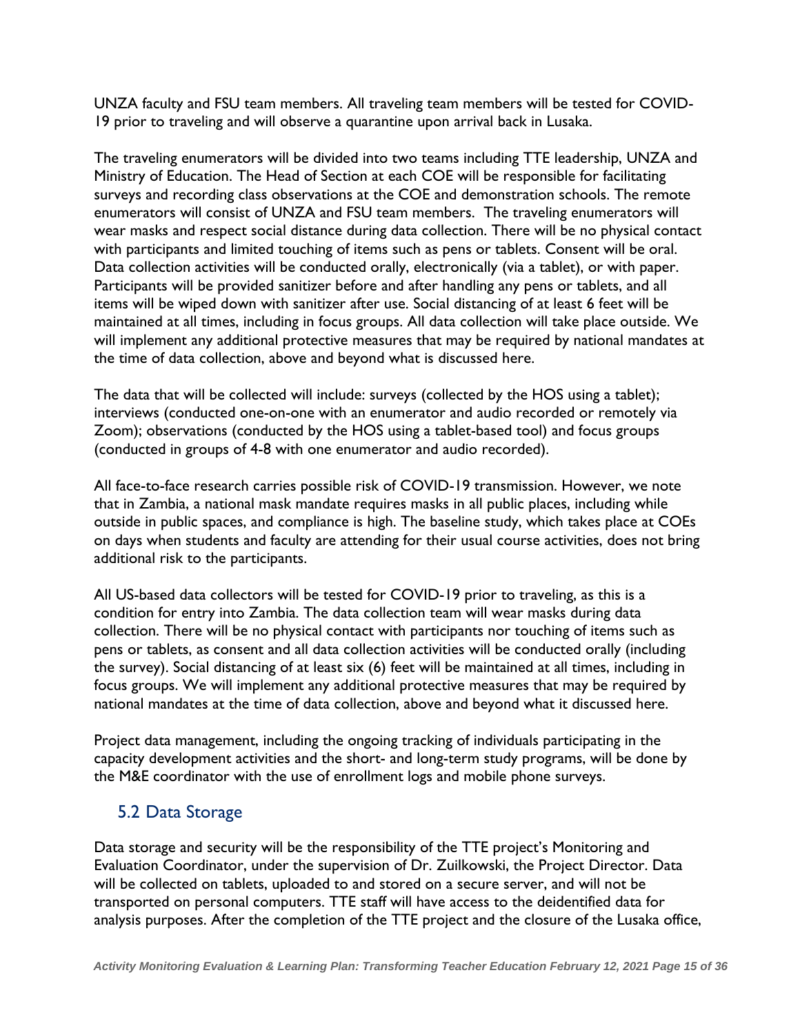UNZA faculty and FSU team members. All traveling team members will be tested for COVID-19 prior to traveling and will observe a quarantine upon arrival back in Lusaka.

The traveling enumerators will be divided into two teams including TTE leadership, UNZA and Ministry of Education. The Head of Section at each COE will be responsible for facilitating surveys and recording class observations at the COE and demonstration schools. The remote enumerators will consist of UNZA and FSU team members. The traveling enumerators will wear masks and respect social distance during data collection. There will be no physical contact with participants and limited touching of items such as pens or tablets. Consent will be oral. Data collection activities will be conducted orally, electronically (via a tablet), or with paper. Participants will be provided sanitizer before and after handling any pens or tablets, and all items will be wiped down with sanitizer after use. Social distancing of at least 6 feet will be maintained at all times, including in focus groups. All data collection will take place outside. We will implement any additional protective measures that may be required by national mandates at the time of data collection, above and beyond what is discussed here.

The data that will be collected will include: surveys (collected by the HOS using a tablet); interviews (conducted one-on-one with an enumerator and audio recorded or remotely via Zoom); observations (conducted by the HOS using a tablet-based tool) and focus groups (conducted in groups of 4-8 with one enumerator and audio recorded).

All face-to-face research carries possible risk of COVID-19 transmission. However, we note that in Zambia, a national mask mandate requires masks in all public places, including while outside in public spaces, and compliance is high. The baseline study, which takes place at COEs on days when students and faculty are attending for their usual course activities, does not bring additional risk to the participants.

All US-based data collectors will be tested for COVID-19 prior to traveling, as this is a condition for entry into Zambia. The data collection team will wear masks during data collection. There will be no physical contact with participants nor touching of items such as pens or tablets, as consent and all data collection activities will be conducted orally (including the survey). Social distancing of at least six (6) feet will be maintained at all times, including in focus groups. We will implement any additional protective measures that may be required by national mandates at the time of data collection, above and beyond what it discussed here.

Project data management, including the ongoing tracking of individuals participating in the capacity development activities and the short- and long-term study programs, will be done by the M&E coordinator with the use of enrollment logs and mobile phone surveys.

## 5.2 Data Storage

Data storage and security will be the responsibility of the TTE project's Monitoring and Evaluation Coordinator, under the supervision of Dr. Zuilkowski, the Project Director. Data will be collected on tablets, uploaded to and stored on a secure server, and will not be transported on personal computers. TTE staff will have access to the deidentified data for analysis purposes. After the completion of the TTE project and the closure of the Lusaka office,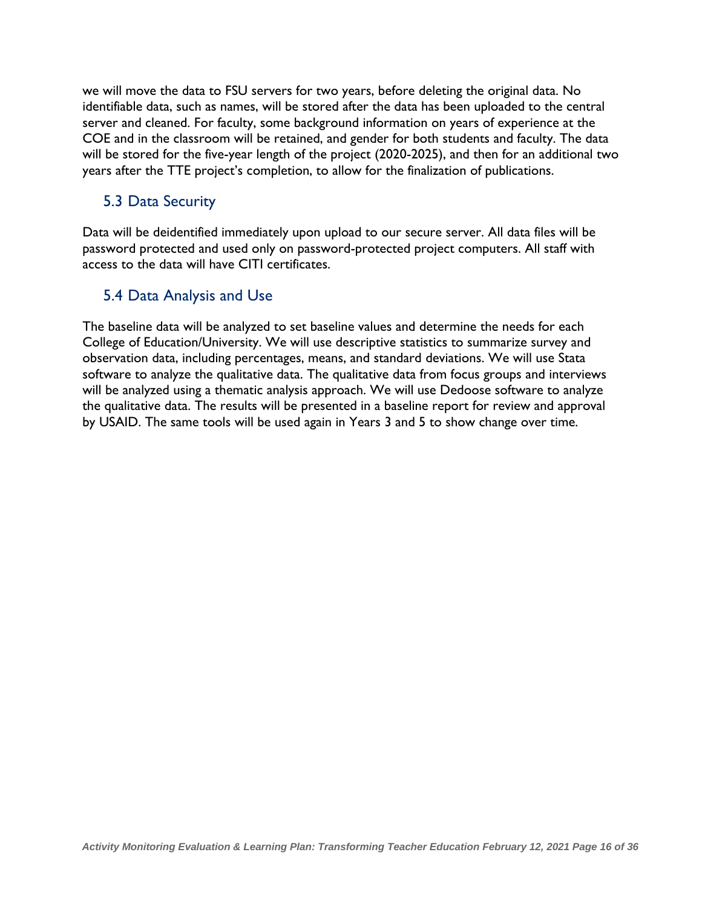we will move the data to FSU servers for two years, before deleting the original data. No identifiable data, such as names, will be stored after the data has been uploaded to the central server and cleaned. For faculty, some background information on years of experience at the COE and in the classroom will be retained, and gender for both students and faculty. The data will be stored for the five-year length of the project (2020-2025), and then for an additional two years after the TTE project's completion, to allow for the finalization of publications.

## 5.3 Data Security

Data will be deidentified immediately upon upload to our secure server. All data files will be password protected and used only on password-protected project computers. All staff with access to the data will have CITI certificates.

## 5.4 Data Analysis and Use

The baseline data will be analyzed to set baseline values and determine the needs for each College of Education/University. We will use descriptive statistics to summarize survey and observation data, including percentages, means, and standard deviations. We will use Stata software to analyze the qualitative data. The qualitative data from focus groups and interviews will be analyzed using a thematic analysis approach. We will use Dedoose software to analyze the qualitative data. The results will be presented in a baseline report for review and approval by USAID. The same tools will be used again in Years 3 and 5 to show change over time.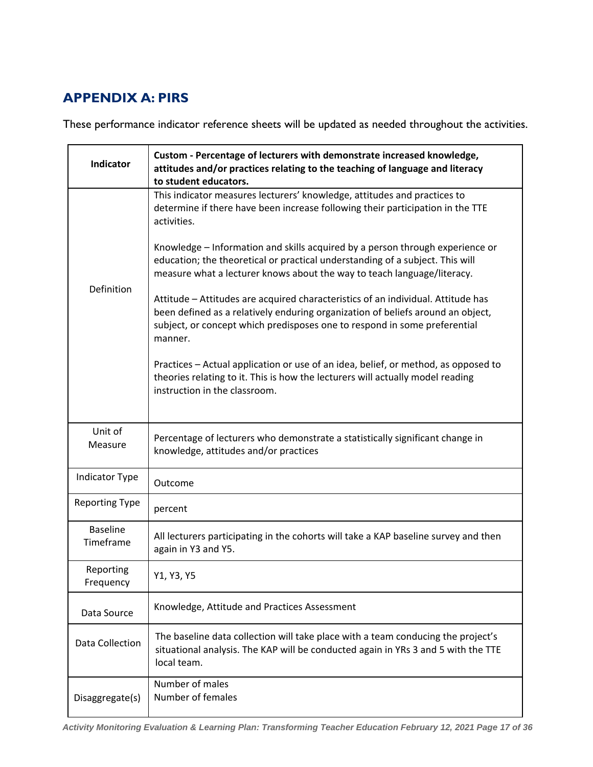## APPENDIX A: PIRS

These performance indicator reference sheets will be updated as needed throughout the activities.

| **Indicator** | **Custom - Percentage of lecturers with demonstrate increased knowledge, attitudes and/or practices relating to the teaching of language and literacy to student educators.** |
|---|---|
| Definition | This indicator measures lecturers' knowledge, attitudes and practices to determine if there have been increase following their participation in the TTE activities.<br><br>Knowledge – Information and skills acquired by a person through experience or education; the theoretical or practical understanding of a subject. This will measure what a lecturer knows about the way to teach language/literacy.<br><br>Attitude – Attitudes are acquired characteristics of an individual. Attitude has been defined as a relatively enduring organization of beliefs around an object, subject, or concept which predisposes one to respond in some preferential manner.<br><br>Practices – Actual application or use of an idea, belief, or method, as opposed to theories relating to it. This is how the lecturers will actually model reading instruction in the classroom. |
| Unit of Measure | Percentage of lecturers who demonstrate a statistically significant change in knowledge, attitudes and/or practices |
| Indicator Type | Outcome |
| Reporting Type | percent |
| Baseline Timeframe | All lecturers participating in the cohorts will take a KAP baseline survey and then again in Y3 and Y5. |
| Reporting Frequency | Y1, Y3, Y5 |
| Data Source | Knowledge, Attitude and Practices Assessment |
| Data Collection | The baseline data collection will take place with a team conducing the project's situational analysis. The KAP will be conducted again in YRs 3 and 5 with the TTE local team. |
| Disaggregate(s) | Number of males<br>Number of females |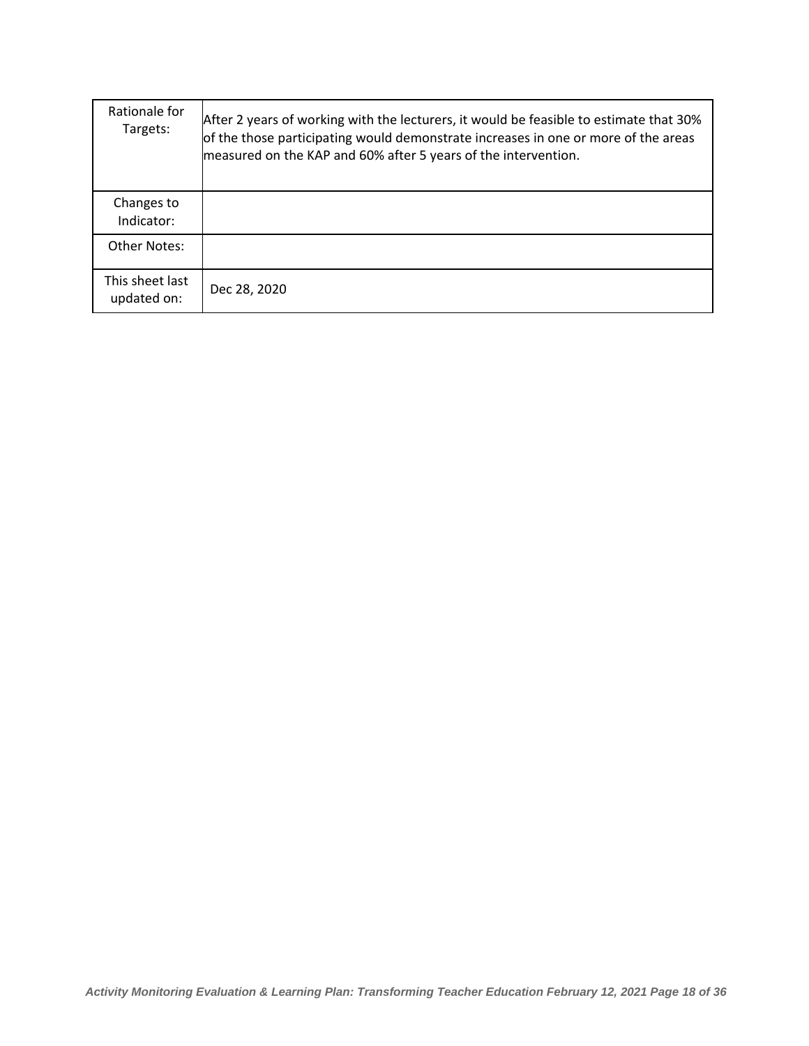| | |
|---|---|
| Rationale for Targets: | After 2 years of working with the lecturers, it would be feasible to estimate that 30% of the those participating would demonstrate increases in one or more of the areas measured on the KAP and 60% after 5 years of the intervention. |
| Changes to Indicator: | |
| Other Notes: | |
| This sheet last updated on: | Dec 28, 2020 |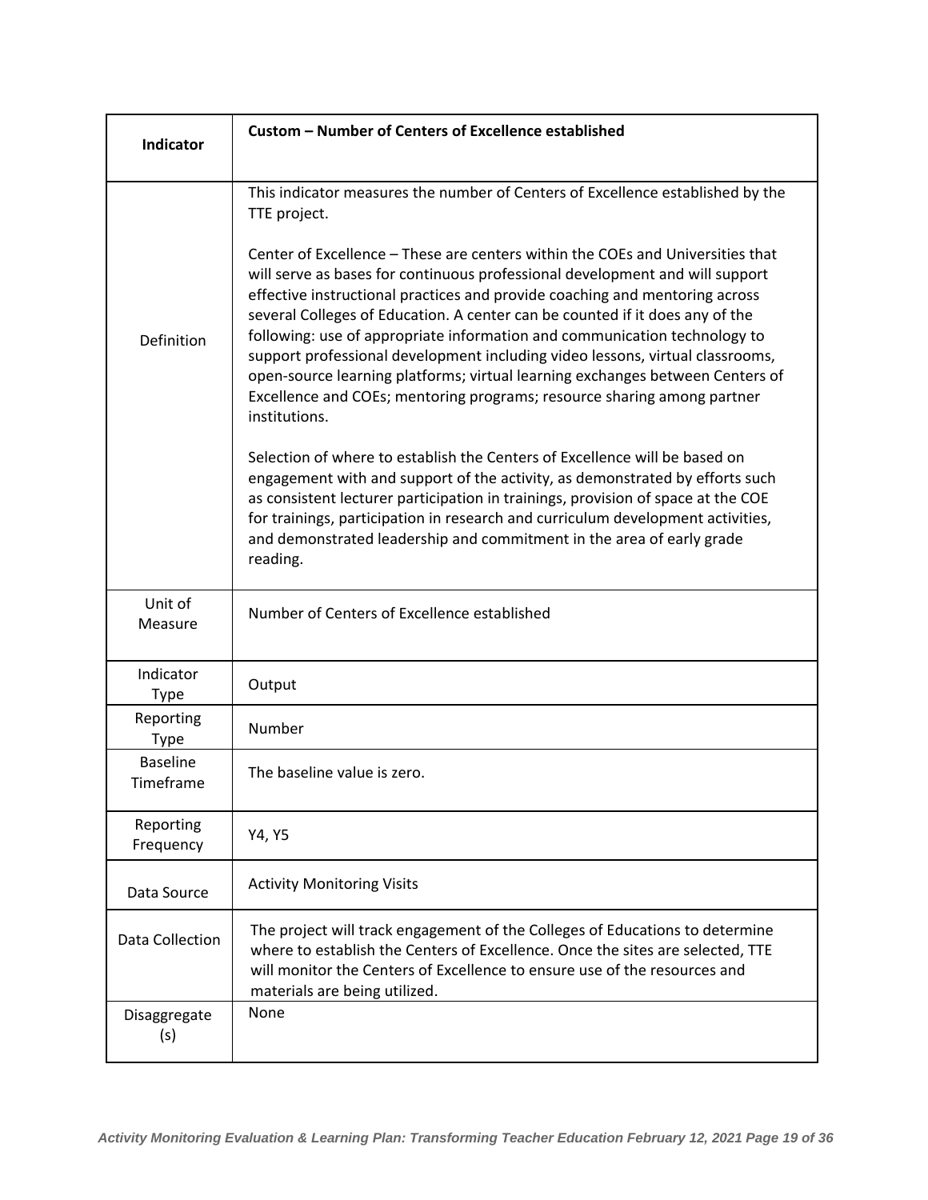| Indicator | Custom – Number of Centers of Excellence established |
|---|---|
| Definition | This indicator measures the number of Centers of Excellence established by the TTE project.<br><br>Center of Excellence – These are centers within the COEs and Universities that will serve as bases for continuous professional development and will support effective instructional practices and provide coaching and mentoring across several Colleges of Education. A center can be counted if it does any of the following: use of appropriate information and communication technology to support professional development including video lessons, virtual classrooms, open-source learning platforms; virtual learning exchanges between Centers of Excellence and COEs; mentoring programs; resource sharing among partner institutions.<br><br>Selection of where to establish the Centers of Excellence will be based on engagement with and support of the activity, as demonstrated by efforts such as consistent lecturer participation in trainings, provision of space at the COE for trainings, participation in research and curriculum development activities, and demonstrated leadership and commitment in the area of early grade reading. |
| Unit of Measure | Number of Centers of Excellence established |
| Indicator Type | Output |
| Reporting Type | Number |
| Baseline Timeframe | The baseline value is zero. |
| Reporting Frequency | Y4, Y5 |
| Data Source | Activity Monitoring Visits |
| Data Collection | The project will track engagement of the Colleges of Educations to determine where to establish the Centers of Excellence. Once the sites are selected, TTE will monitor the Centers of Excellence to ensure use of the resources and materials are being utilized. |
| Disaggregate (s) | None |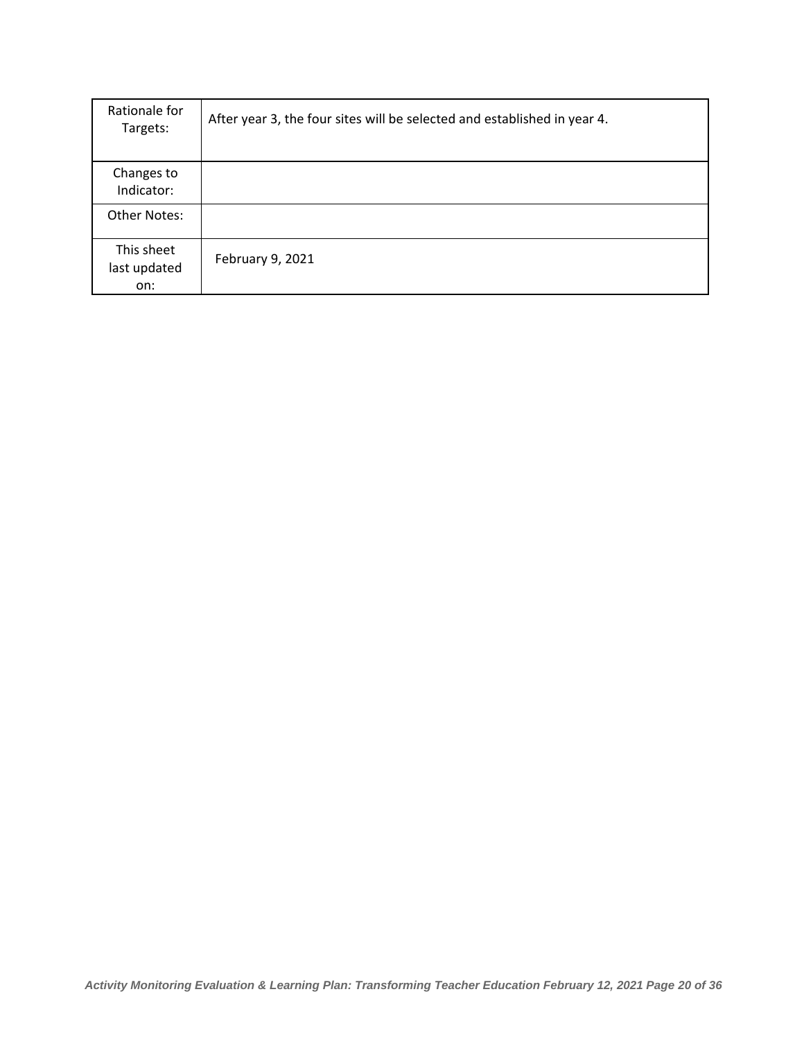| Rationale for Targets: | After year 3, the four sites will be selected and established in year 4. |
|---|---|
| Changes to Indicator: | |
| Other Notes: | |
| This sheet last updated on: | February 9, 2021 |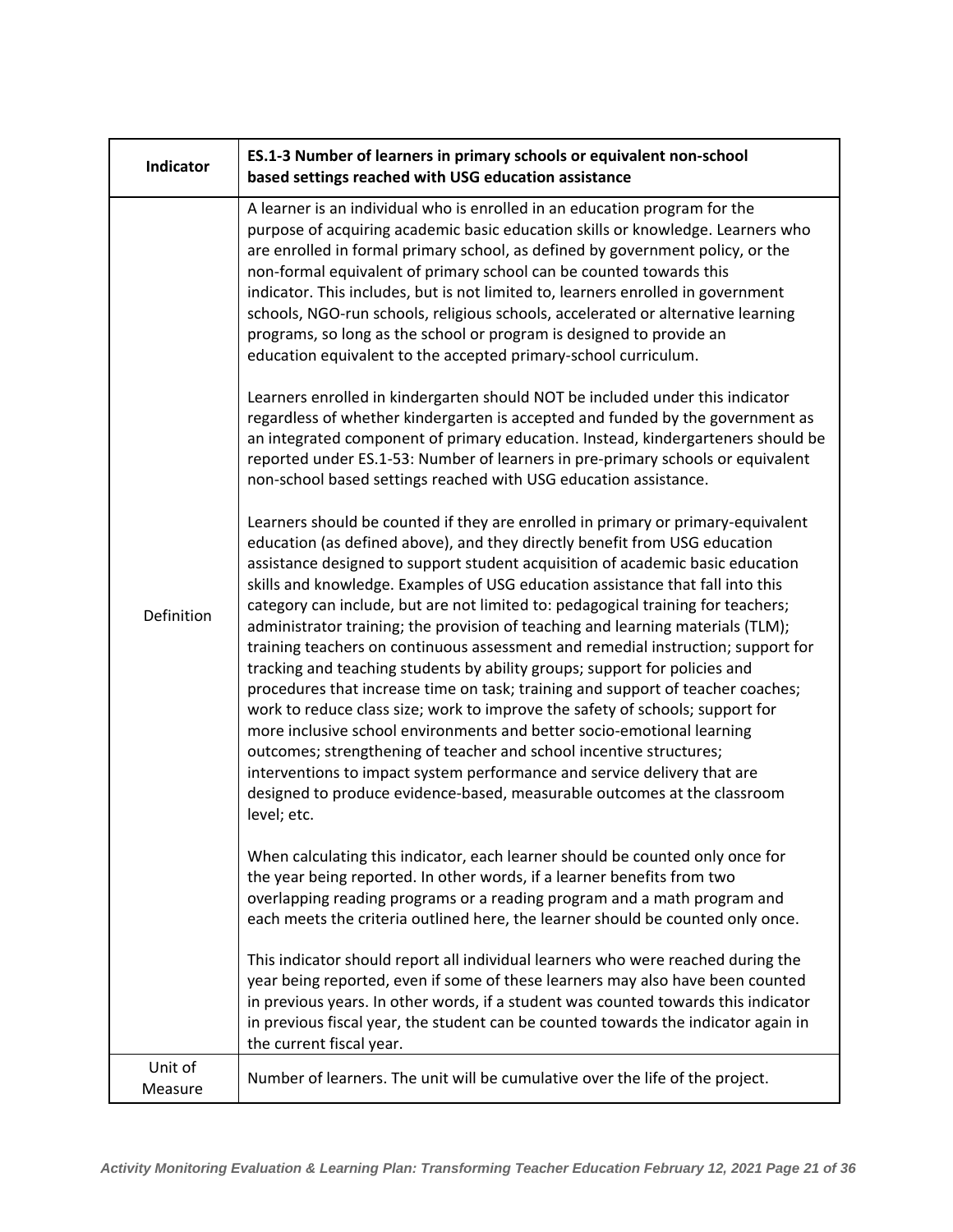| Indicator | **ES.1-3 Number of learners in primary schools or equivalent non-school based settings reached with USG education assistance** |
|---|---|
| Definition | A learner is an individual who is enrolled in an education program for the purpose of acquiring academic basic education skills or knowledge. Learners who are enrolled in formal primary school, as defined by government policy, or the non-formal equivalent of primary school can be counted towards this indicator. This includes, but is not limited to, learners enrolled in government schools, NGO-run schools, religious schools, accelerated or alternative learning programs, so long as the school or program is designed to provide an education equivalent to the accepted primary-school curriculum.<br><br>Learners enrolled in kindergarten should NOT be included under this indicator regardless of whether kindergarten is accepted and funded by the government as an integrated component of primary education. Instead, kindergarteners should be reported under ES.1-53: Number of learners in pre-primary schools or equivalent non-school based settings reached with USG education assistance.<br><br>Learners should be counted if they are enrolled in primary or primary-equivalent education (as defined above), and they directly benefit from USG education assistance designed to support student acquisition of academic basic education skills and knowledge. Examples of USG education assistance that fall into this category can include, but are not limited to: pedagogical training for teachers; administrator training; the provision of teaching and learning materials (TLM); training teachers on continuous assessment and remedial instruction; support for tracking and teaching students by ability groups; support for policies and procedures that increase time on task; training and support of teacher coaches; work to reduce class size; work to improve the safety of schools; support for more inclusive school environments and better socio-emotional learning outcomes; strengthening of teacher and school incentive structures; interventions to impact system performance and service delivery that are designed to produce evidence-based, measurable outcomes at the classroom level; etc.<br><br>When calculating this indicator, each learner should be counted only once for the year being reported. In other words, if a learner benefits from two overlapping reading programs or a reading program and a math program and each meets the criteria outlined here, the learner should be counted only once.<br><br>This indicator should report all individual learners who were reached during the year being reported, even if some of these learners may also have been counted in previous years. In other words, if a student was counted towards this indicator in previous fiscal year, the student can be counted towards the indicator again in the current fiscal year. |
| Unit of Measure | Number of learners. The unit will be cumulative over the life of the project. |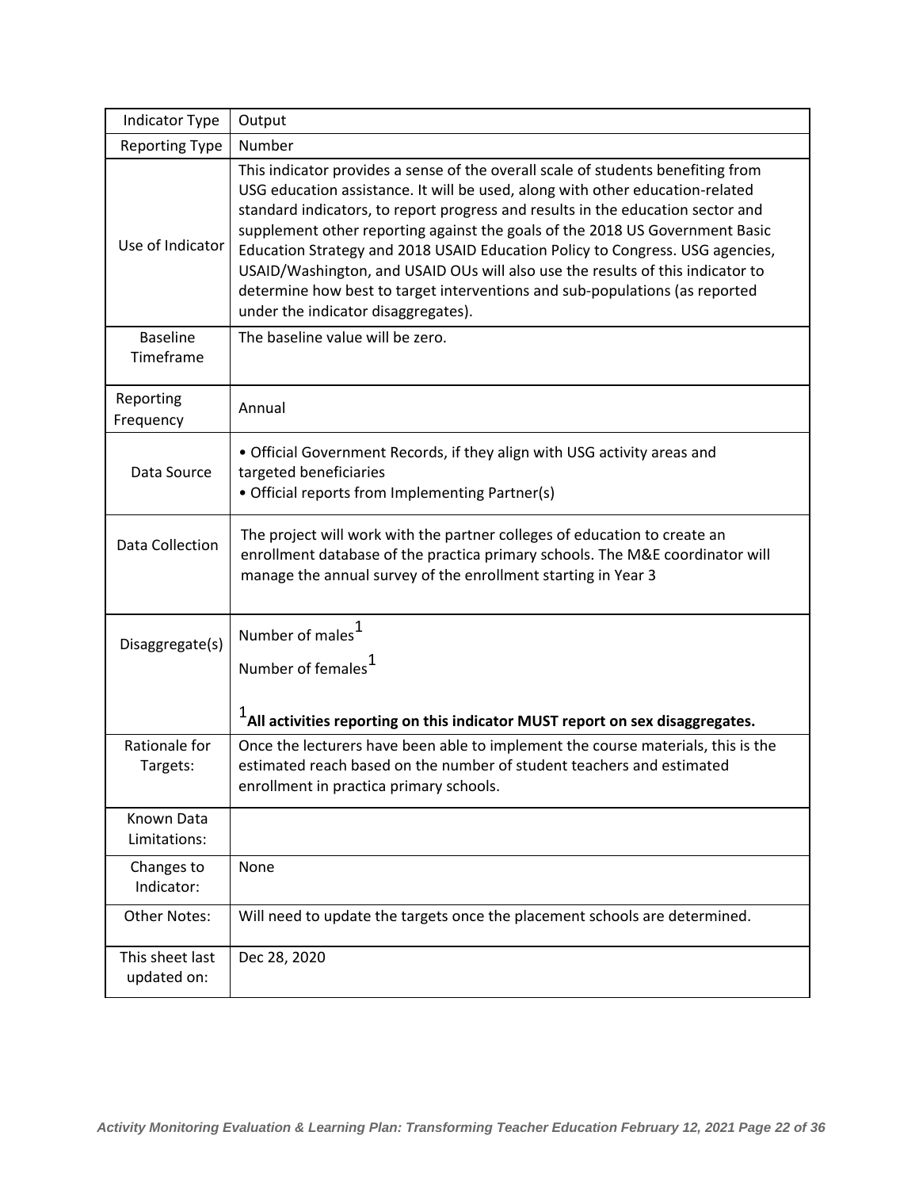| Indicator Type | Output |
|---|---|
| Reporting Type | Number |
| Use of Indicator | This indicator provides a sense of the overall scale of students benefiting from USG education assistance. It will be used, along with other education-related standard indicators, to report progress and results in the education sector and supplement other reporting against the goals of the 2018 US Government Basic Education Strategy and 2018 USAID Education Policy to Congress. USG agencies, USAID/Washington, and USAID OUs will also use the results of this indicator to determine how best to target interventions and sub-populations (as reported under the indicator disaggregates). |
| Baseline Timeframe | The baseline value will be zero. |
| Reporting Frequency | Annual |
| Data Source | • Official Government Records, if they align with USG activity areas and targeted beneficiaries<br>• Official reports from Implementing Partner(s) |
| Data Collection | The project will work with the partner colleges of education to create an enrollment database of the practica primary schools. The M&E coordinator will manage the annual survey of the enrollment starting in Year 3 |
| Disaggregate(s) | Number of males[1]<br>Number of females[1]<br><br>[1] **All activities reporting on this indicator MUST report on sex disaggregates.** |
| Rationale for Targets: | Once the lecturers have been able to implement the course materials, this is the estimated reach based on the number of student teachers and estimated enrollment in practica primary schools. |
| Known Data Limitations: | |
| Changes to Indicator: | None |
| Other Notes: | Will need to update the targets once the placement schools are determined. |
| This sheet last updated on: | Dec 28, 2020 |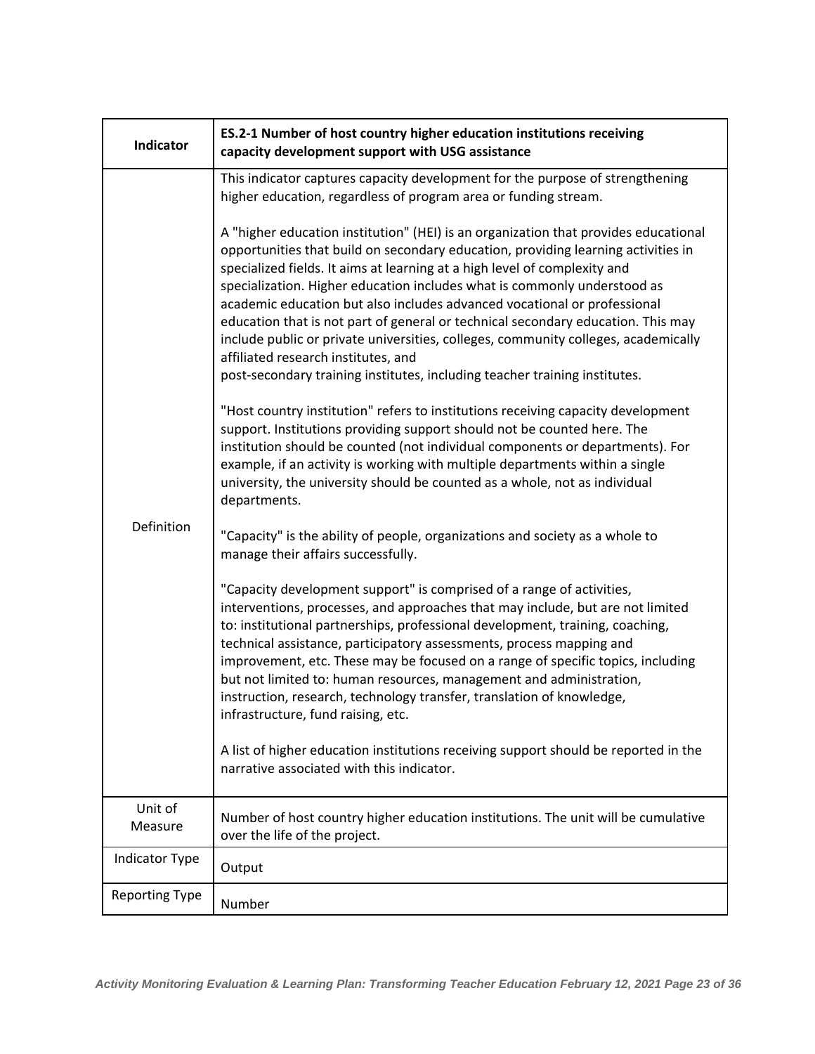| Indicator | **ES.2-1 Number of host country higher education institutions receiving capacity development support with USG assistance** |
|---|---|
| Definition | This indicator captures capacity development for the purpose of strengthening higher education, regardless of program area or funding stream.<br><br>A "higher education institution" (HEI) is an organization that provides educational opportunities that build on secondary education, providing learning activities in specialized fields. It aims at learning at a high level of complexity and specialization. Higher education includes what is commonly understood as academic education but also includes advanced vocational or professional education that is not part of general or technical secondary education. This may include public or private universities, colleges, community colleges, academically affiliated research institutes, and<br>post-secondary training institutes, including teacher training institutes.<br><br>"Host country institution" refers to institutions receiving capacity development support. Institutions providing support should not be counted here. The institution should be counted (not individual components or departments). For example, if an activity is working with multiple departments within a single university, the university should be counted as a whole, not as individual departments.<br><br>"Capacity" is the ability of people, organizations and society as a whole to manage their affairs successfully.<br><br>"Capacity development support" is comprised of a range of activities, interventions, processes, and approaches that may include, but are not limited to: institutional partnerships, professional development, training, coaching, technical assistance, participatory assessments, process mapping and improvement, etc. These may be focused on a range of specific topics, including but not limited to: human resources, management and administration, instruction, research, technology transfer, translation of knowledge, infrastructure, fund raising, etc.<br><br>A list of higher education institutions receiving support should be reported in the narrative associated with this indicator. |
| Unit of Measure | Number of host country higher education institutions. The unit will be cumulative over the life of the project. |
| Indicator Type | Output |
| Reporting Type | Number |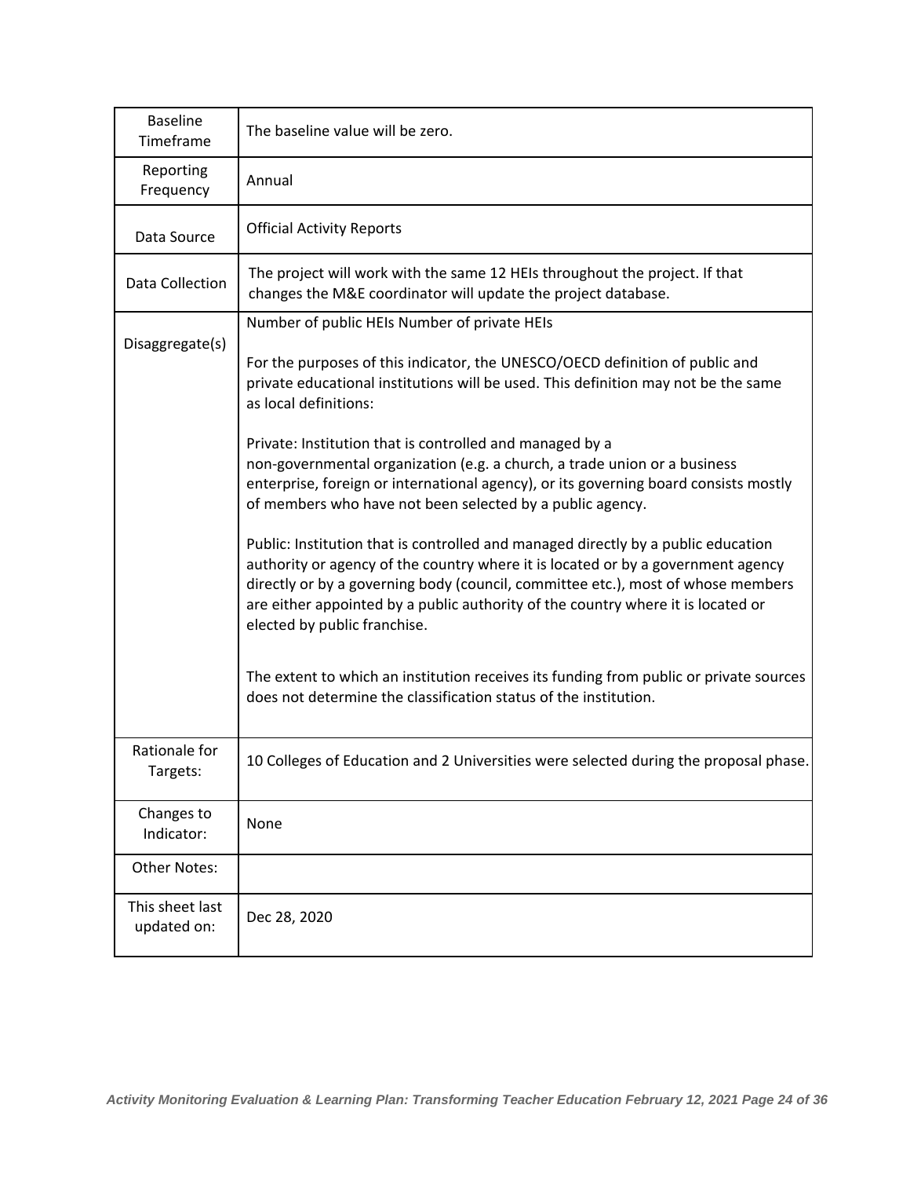| Baseline Timeframe | The baseline value will be zero. |
| --- | --- |
| Reporting Frequency | Annual |
| Data Source | Official Activity Reports |
| Data Collection | The project will work with the same 12 HEIs throughout the project. If that changes the M&E coordinator will update the project database. |
| Disaggregate(s) | Number of public HEIs Number of private HEIs<br><br>For the purposes of this indicator, the UNESCO/OECD definition of public and private educational institutions will be used. This definition may not be the same as local definitions:<br><br>Private: Institution that is controlled and managed by a non-governmental organization (e.g. a church, a trade union or a business enterprise, foreign or international agency), or its governing board consists mostly of members who have not been selected by a public agency.<br><br>Public: Institution that is controlled and managed directly by a public education authority or agency of the country where it is located or by a government agency directly or by a governing body (council, committee etc.), most of whose members are either appointed by a public authority of the country where it is located or elected by public franchise.<br><br>The extent to which an institution receives its funding from public or private sources does not determine the classification status of the institution. |
| Rationale for Targets: | 10 Colleges of Education and 2 Universities were selected during the proposal phase. |
| Changes to Indicator: | None |
| Other Notes: | |
| This sheet last updated on: | Dec 28, 2020 |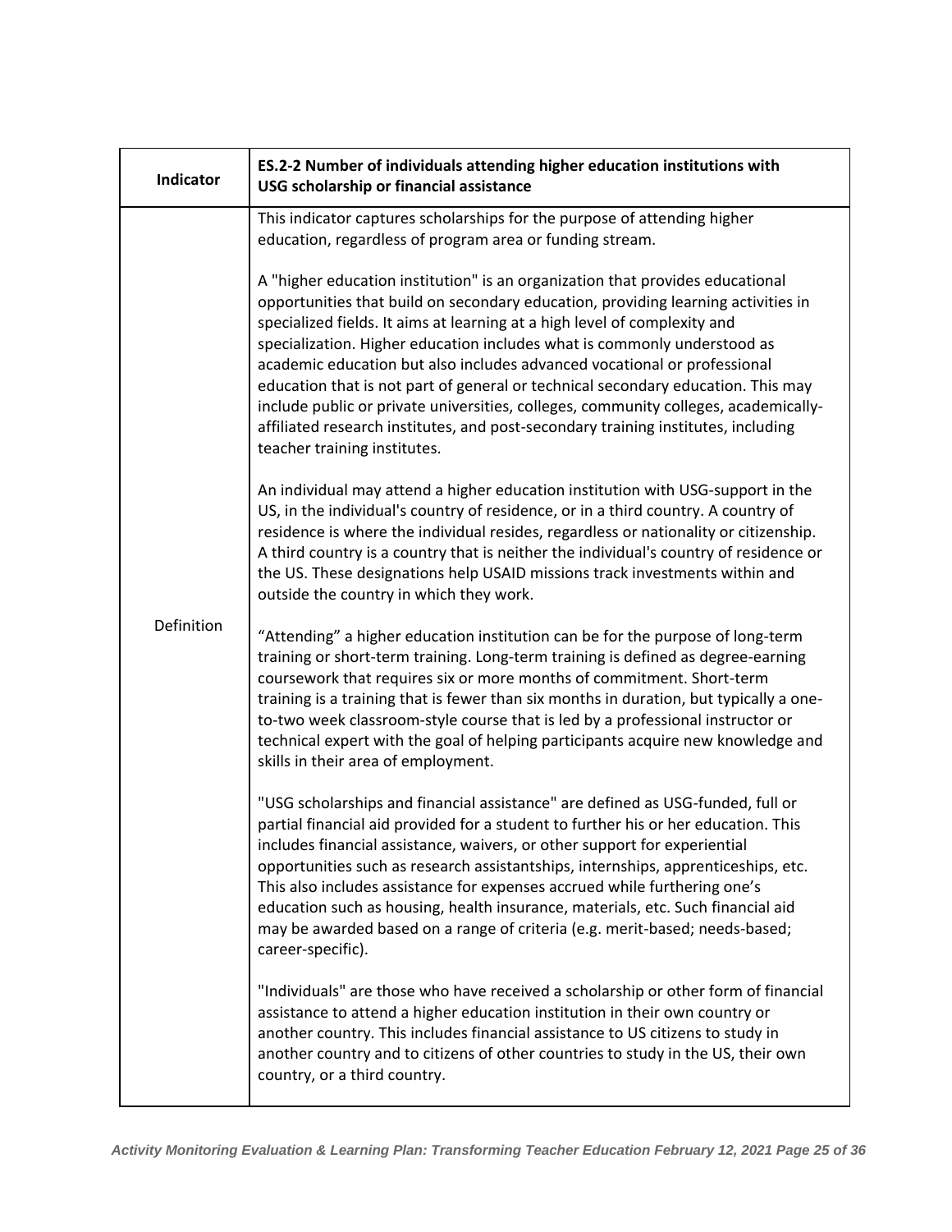| Indicator | ES.2-2 Number of individuals attending higher education institutions with USG scholarship or financial assistance |
|---|---|
| Definition | This indicator captures scholarships for the purpose of attending higher education, regardless of program area or funding stream.<br><br>A "higher education institution" is an organization that provides educational opportunities that build on secondary education, providing learning activities in specialized fields. It aims at learning at a high level of complexity and specialization. Higher education includes what is commonly understood as academic education but also includes advanced vocational or professional education that is not part of general or technical secondary education. This may include public or private universities, colleges, community colleges, academically-affiliated research institutes, and post-secondary training institutes, including teacher training institutes.<br><br>An individual may attend a higher education institution with USG-support in the US, in the individual's country of residence, or in a third country. A country of residence is where the individual resides, regardless or nationality or citizenship. A third country is a country that is neither the individual's country of residence or the US. These designations help USAID missions track investments within and outside the country in which they work.<br><br>"Attending" a higher education institution can be for the purpose of long-term training or short-term training. Long-term training is defined as degree-earning coursework that requires six or more months of commitment. Short-term training is a training that is fewer than six months in duration, but typically a one-to-two week classroom-style course that is led by a professional instructor or technical expert with the goal of helping participants acquire new knowledge and skills in their area of employment.<br><br>"USG scholarships and financial assistance" are defined as USG-funded, full or partial financial aid provided for a student to further his or her education. This includes financial assistance, waivers, or other support for experiential opportunities such as research assistantships, internships, apprenticeships, etc. This also includes assistance for expenses accrued while furthering one's education such as housing, health insurance, materials, etc. Such financial aid may be awarded based on a range of criteria (e.g. merit-based; needs-based; career-specific).<br><br>"Individuals" are those who have received a scholarship or other form of financial assistance to attend a higher education institution in their own country or another country. This includes financial assistance to US citizens to study in another country and to citizens of other countries to study in the US, their own country, or a third country. |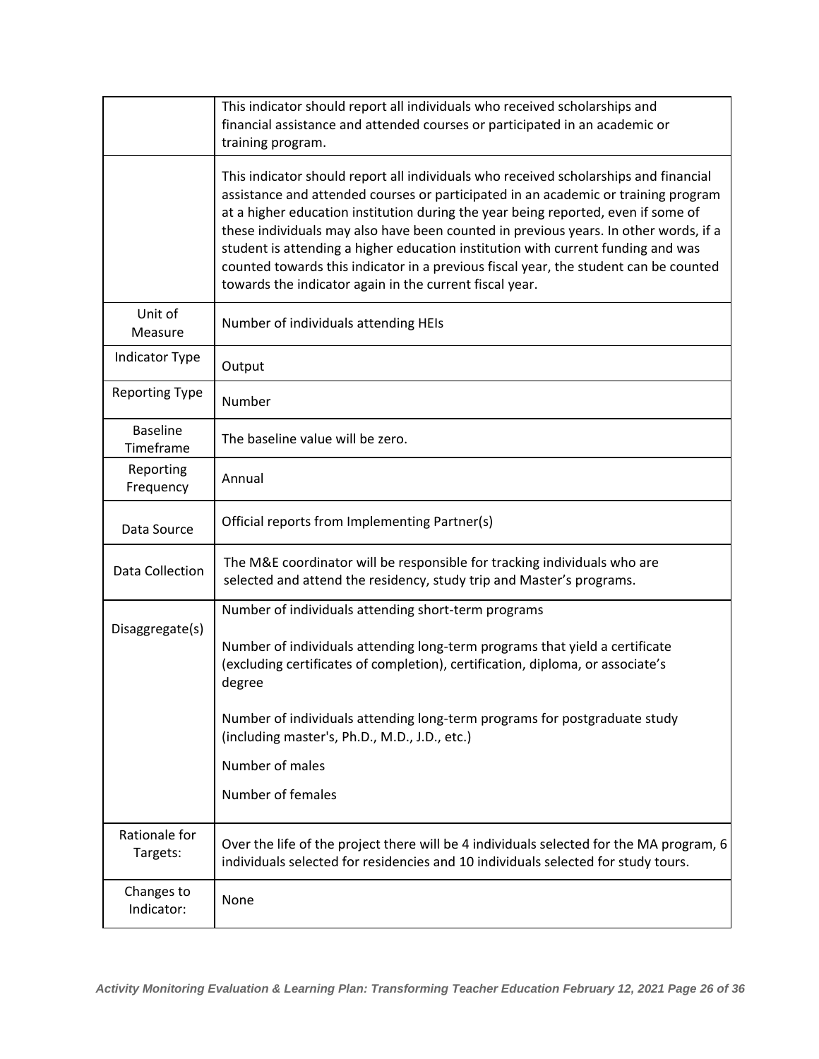| | |
|---|---|
| | This indicator should report all individuals who received scholarships and financial assistance and attended courses or participated in an academic or training program. |
| | This indicator should report all individuals who received scholarships and financial assistance and attended courses or participated in an academic or training program at a higher education institution during the year being reported, even if some of these individuals may also have been counted in previous years. In other words, if a student is attending a higher education institution with current funding and was counted towards this indicator in a previous fiscal year, the student can be counted towards the indicator again in the current fiscal year. |
| Unit of Measure | Number of individuals attending HEIs |
| Indicator Type | Output |
| Reporting Type | Number |
| Baseline Timeframe | The baseline value will be zero. |
| Reporting Frequency | Annual |
| Data Source | Official reports from Implementing Partner(s) |
| Data Collection | The M&E coordinator will be responsible for tracking individuals who are selected and attend the residency, study trip and Master's programs. |
| Disaggregate(s) | Number of individuals attending short-term programs<br><br>Number of individuals attending long-term programs that yield a certificate (excluding certificates of completion), certification, diploma, or associate's degree<br><br>Number of individuals attending long-term programs for postgraduate study (including master's, Ph.D., M.D., J.D., etc.)<br><br>Number of males<br><br>Number of females |
| Rationale for Targets: | Over the life of the project there will be 4 individuals selected for the MA program, 6 individuals selected for residencies and 10 individuals selected for study tours. |
| Changes to Indicator: | None |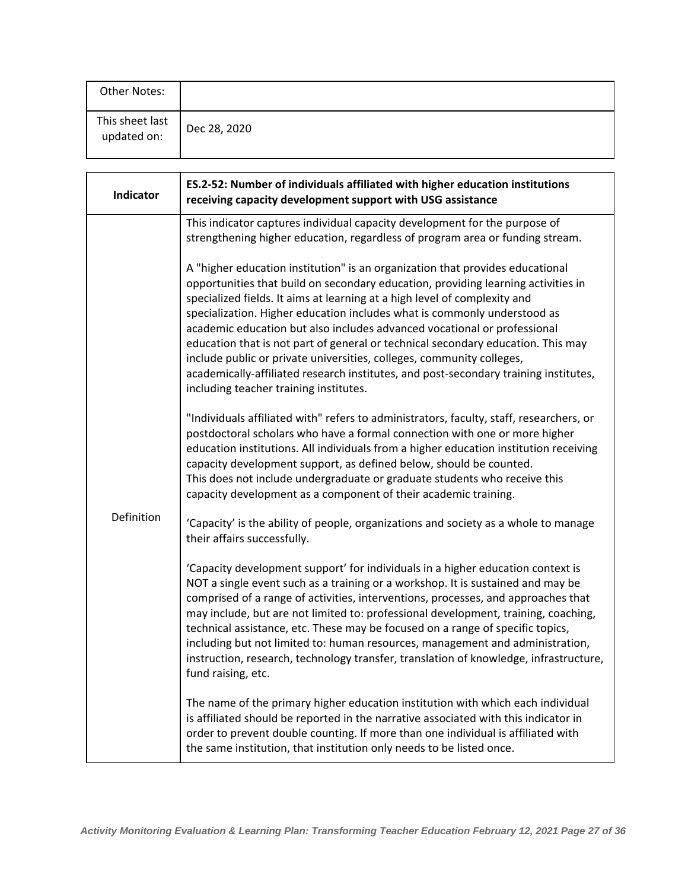| Other Notes: | |
|---|---|
| This sheet last updated on: | Dec 28, 2020 |

| **Indicator** | **ES.2-52: Number of individuals affiliated with higher education institutions receiving capacity development support with USG assistance** |
|---|---|
| Definition | This indicator captures individual capacity development for the purpose of strengthening higher education, regardless of program area or funding stream.<br><br>A "higher education institution" is an organization that provides educational opportunities that build on secondary education, providing learning activities in specialized fields. It aims at learning at a high level of complexity and specialization. Higher education includes what is commonly understood as academic education but also includes advanced vocational or professional education that is not part of general or technical secondary education. This may include public or private universities, colleges, community colleges, academically-affiliated research institutes, and post-secondary training institutes, including teacher training institutes.<br><br>"Individuals affiliated with" refers to administrators, faculty, staff, researchers, or postdoctoral scholars who have a formal connection with one or more higher education institutions. All individuals from a higher education institution receiving capacity development support, as defined below, should be counted. This does not include undergraduate or graduate students who receive this capacity development as a component of their academic training.<br><br>'Capacity' is the ability of people, organizations and society as a whole to manage their affairs successfully.<br><br>'Capacity development support' for individuals in a higher education context is NOT a single event such as a training or a workshop. It is sustained and may be comprised of a range of activities, interventions, processes, and approaches that may include, but are not limited to: professional development, training, coaching, technical assistance, etc. These may be focused on a range of specific topics, including but not limited to: human resources, management and administration, instruction, research, technology transfer, translation of knowledge, infrastructure, fund raising, etc.<br><br>The name of the primary higher education institution with which each individual is affiliated should be reported in the narrative associated with this indicator in order to prevent double counting. If more than one individual is affiliated with the same institution, that institution only needs to be listed once. |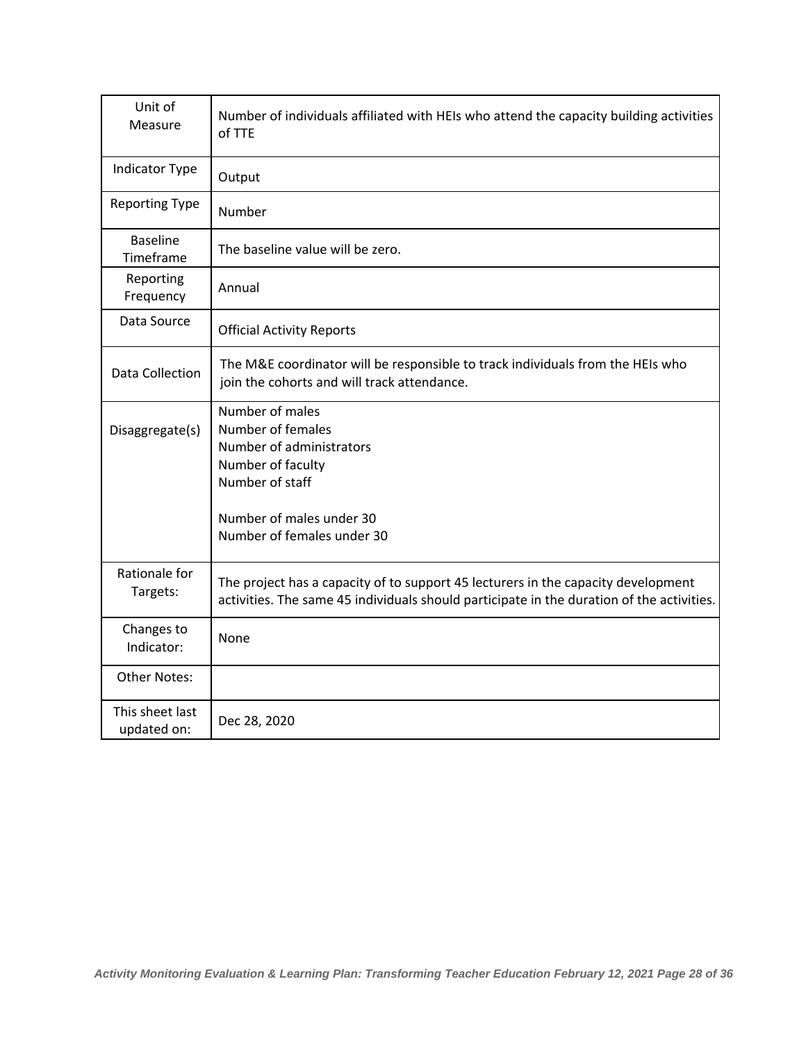| Unit of Measure | Number of individuals affiliated with HEIs who attend the capacity building activities of TTE |
|---|---|
| Indicator Type | Output |
| Reporting Type | Number |
| Baseline Timeframe | The baseline value will be zero. |
| Reporting Frequency | Annual |
| Data Source | Official Activity Reports |
| Data Collection | The M&E coordinator will be responsible to track individuals from the HEIs who join the cohorts and will track attendance. |
| Disaggregate(s) | Number of males<br>Number of females<br>Number of administrators<br>Number of faculty<br>Number of staff<br><br>Number of males under 30<br>Number of females under 30 |
| Rationale for Targets: | The project has a capacity of to support 45 lecturers in the capacity development activities. The same 45 individuals should participate in the duration of the activities. |
| Changes to Indicator: | None |
| Other Notes: | |
| This sheet last updated on: | Dec 28, 2020 |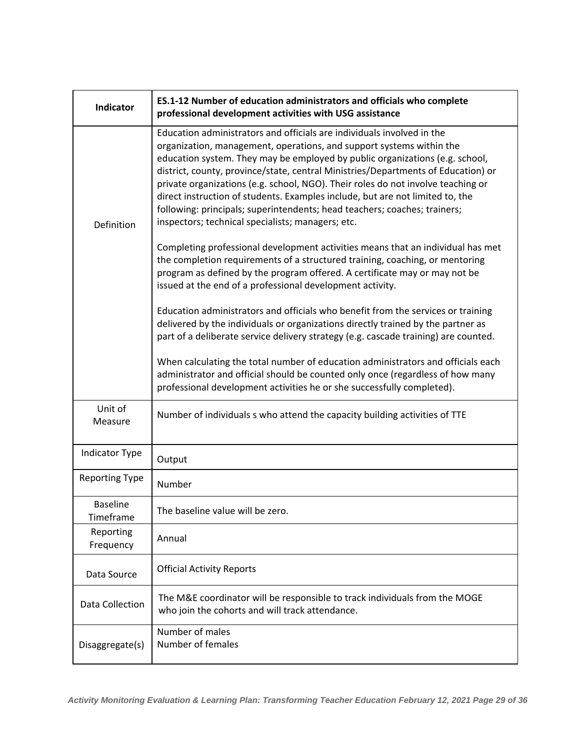| Indicator | **ES.1-12 Number of education administrators and officials who complete professional development activities with USG assistance** |
|---|---|
| Definition | Education administrators and officials are individuals involved in the organization, management, operations, and support systems within the education system. They may be employed by public organizations (e.g. school, district, county, province/state, central Ministries/Departments of Education) or private organizations (e.g. school, NGO). Their roles do not involve teaching or direct instruction of students. Examples include, but are not limited to, the following: principals; superintendents; head teachers; coaches; trainers; inspectors; technical specialists; managers; etc.<br><br>Completing professional development activities means that an individual has met the completion requirements of a structured training, coaching, or mentoring program as defined by the program offered. A certificate may or may not be issued at the end of a professional development activity.<br><br>Education administrators and officials who benefit from the services or training delivered by the individuals or organizations directly trained by the partner as part of a deliberate service delivery strategy (e.g. cascade training) are counted.<br><br>When calculating the total number of education administrators and officials each administrator and official should be counted only once (regardless of how many professional development activities he or she successfully completed). |
| Unit of Measure | Number of individuals s who attend the capacity building activities of TTE |
| Indicator Type | Output |
| Reporting Type | Number |
| Baseline Timeframe | The baseline value will be zero. |
| Reporting Frequency | Annual |
| Data Source | Official Activity Reports |
| Data Collection | The M&E coordinator will be responsible to track individuals from the MOGE who join the cohorts and will track attendance. |
| Disaggregate(s) | Number of males<br>Number of females |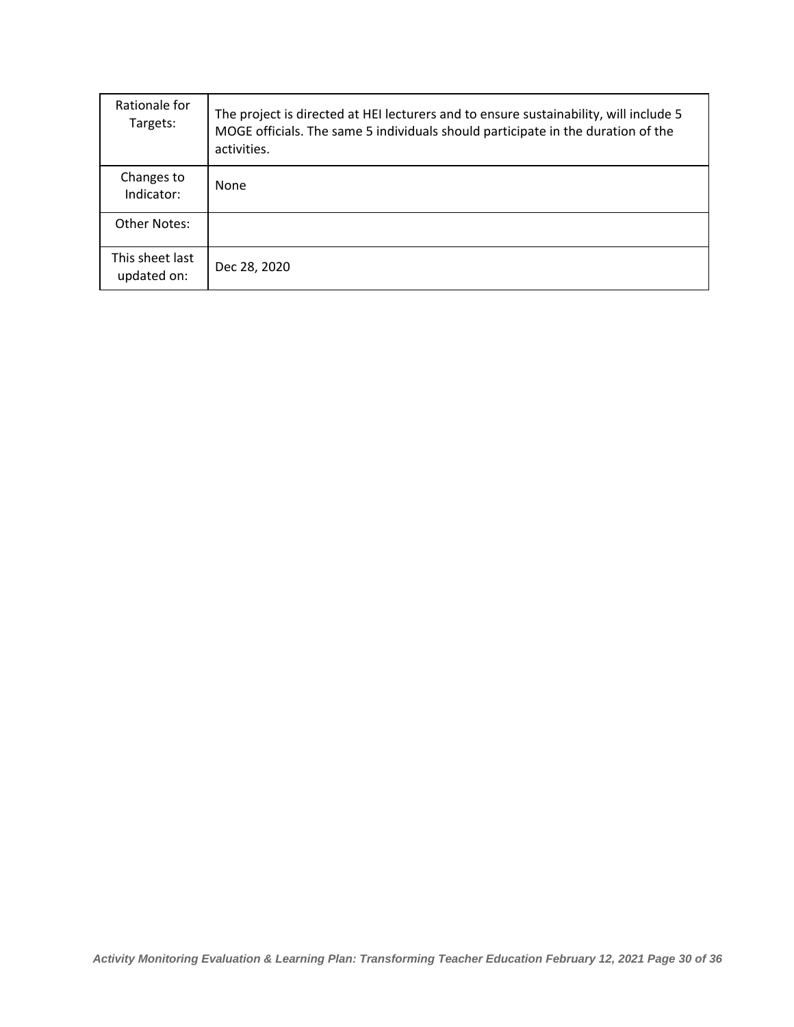| | |
|---|---|
| Rationale for Targets: | The project is directed at HEI lecturers and to ensure sustainability, will include 5 MOGE officials. The same 5 individuals should participate in the duration of the activities. |
| Changes to Indicator: | None |
| Other Notes: | |
| This sheet last updated on: | Dec 28, 2020 |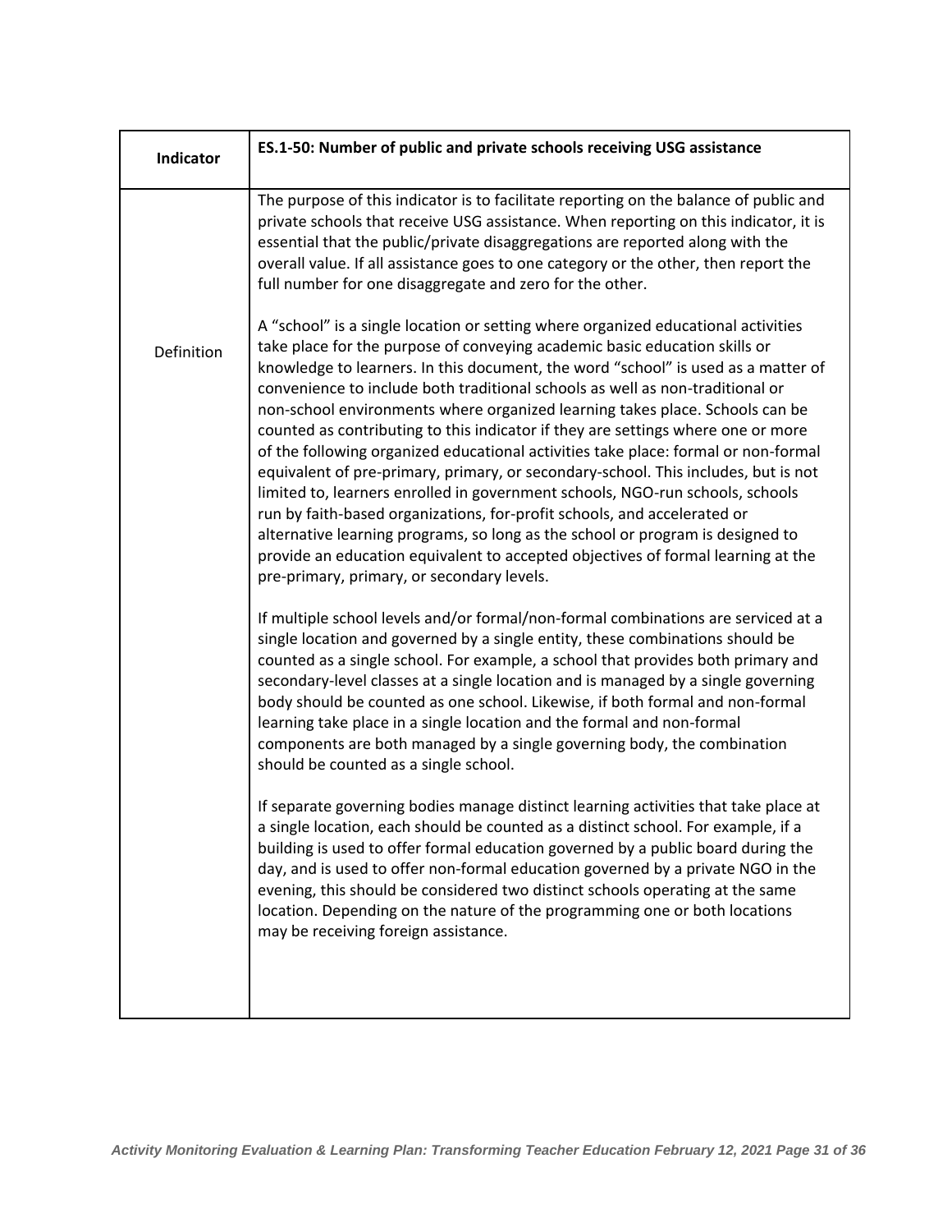| Indicator | ES.1-50: Number of public and private schools receiving USG assistance |
|---|---|
| Definition | The purpose of this indicator is to facilitate reporting on the balance of public and private schools that receive USG assistance. When reporting on this indicator, it is essential that the public/private disaggregations are reported along with the overall value. If all assistance goes to one category or the other, then report the full number for one disaggregate and zero for the other.<br><br>A "school" is a single location or setting where organized educational activities take place for the purpose of conveying academic basic education skills or knowledge to learners. In this document, the word "school" is used as a matter of convenience to include both traditional schools as well as non-traditional or non-school environments where organized learning takes place. Schools can be counted as contributing to this indicator if they are settings where one or more of the following organized educational activities take place: formal or non-formal equivalent of pre-primary, primary, or secondary-school. This includes, but is not limited to, learners enrolled in government schools, NGO-run schools, schools run by faith-based organizations, for-profit schools, and accelerated or alternative learning programs, so long as the school or program is designed to provide an education equivalent to accepted objectives of formal learning at the pre-primary, primary, or secondary levels.<br><br>If multiple school levels and/or formal/non-formal combinations are serviced at a single location and governed by a single entity, these combinations should be counted as a single school. For example, a school that provides both primary and secondary-level classes at a single location and is managed by a single governing body should be counted as one school. Likewise, if both formal and non-formal learning take place in a single location and the formal and non-formal components are both managed by a single governing body, the combination should be counted as a single school.<br><br>If separate governing bodies manage distinct learning activities that take place at a single location, each should be counted as a distinct school. For example, if a building is used to offer formal education governed by a public board during the day, and is used to offer non-formal education governed by a private NGO in the evening, this should be considered two distinct schools operating at the same location. Depending on the nature of the programming one or both locations may be receiving foreign assistance. |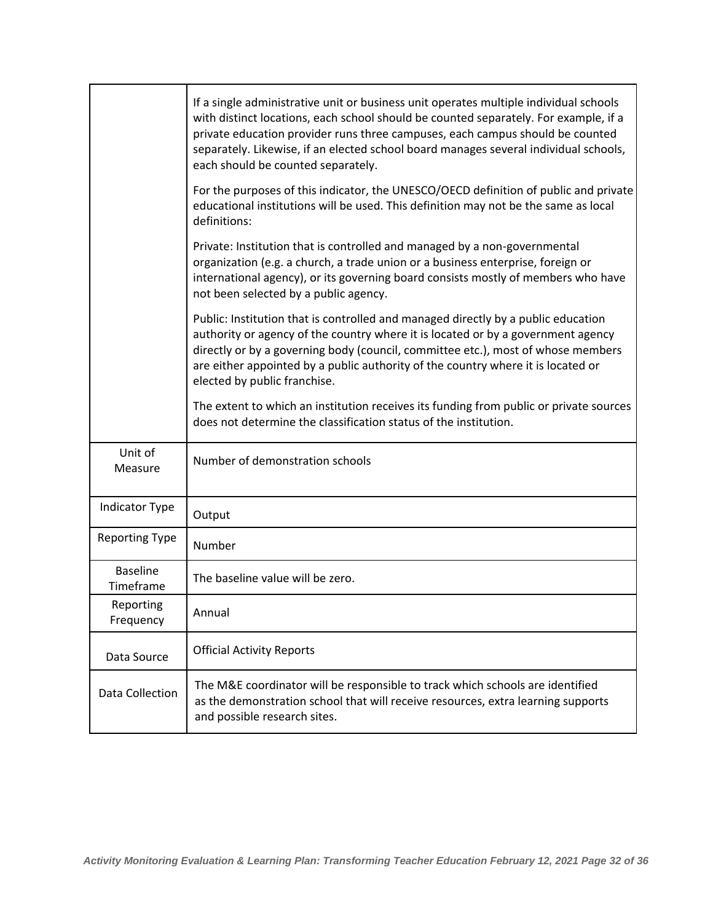| | |
|---|---|
| | If a single administrative unit or business unit operates multiple individual schools with distinct locations, each school should be counted separately. For example, if a private education provider runs three campuses, each campus should be counted separately. Likewise, if an elected school board manages several individual schools, each should be counted separately.<br><br>For the purposes of this indicator, the UNESCO/OECD definition of public and private educational institutions will be used. This definition may not be the same as local definitions:<br><br>Private: Institution that is controlled and managed by a non-governmental organization (e.g. a church, a trade union or a business enterprise, foreign or international agency), or its governing board consists mostly of members who have not been selected by a public agency.<br><br>Public: Institution that is controlled and managed directly by a public education authority or agency of the country where it is located or by a government agency directly or by a governing body (council, committee etc.), most of whose members are either appointed by a public authority of the country where it is located or elected by public franchise.<br><br>The extent to which an institution receives its funding from public or private sources does not determine the classification status of the institution. |
| Unit of Measure | Number of demonstration schools |
| Indicator Type | Output |
| Reporting Type | Number |
| Baseline Timeframe | The baseline value will be zero. |
| Reporting Frequency | Annual |
| Data Source | Official Activity Reports |
| Data Collection | The M&E coordinator will be responsible to track which schools are identified as the demonstration school that will receive resources, extra learning supports and possible research sites. |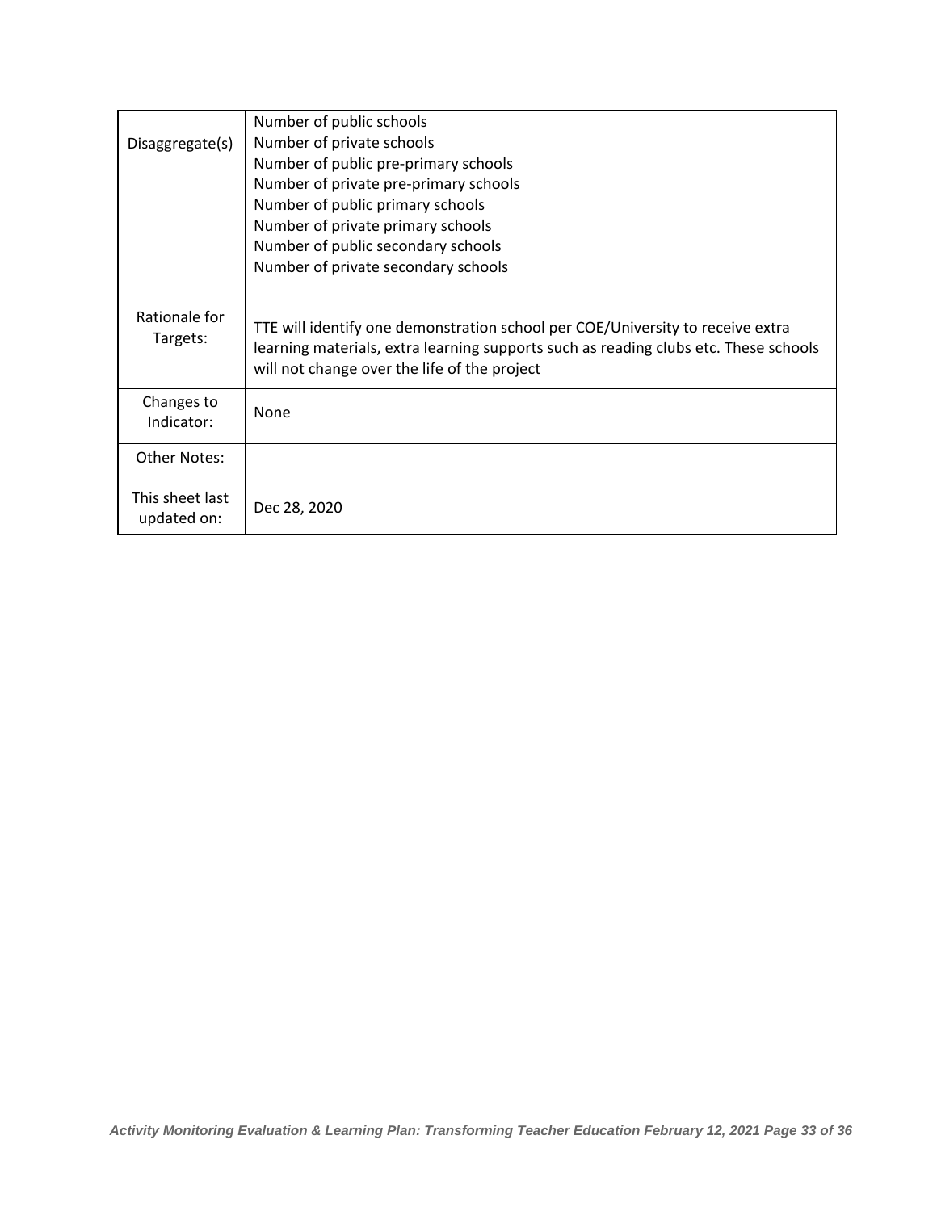| | |
|---|---|
| Disaggregate(s) | Number of public schools<br>Number of private schools<br>Number of public pre-primary schools<br>Number of private pre-primary schools<br>Number of public primary schools<br>Number of private primary schools<br>Number of public secondary schools<br>Number of private secondary schools |
| Rationale for Targets: | TTE will identify one demonstration school per COE/University to receive extra learning materials, extra learning supports such as reading clubs etc. These schools will not change over the life of the project |
| Changes to Indicator: | None |
| Other Notes: | |
| This sheet last updated on: | Dec 28, 2020 |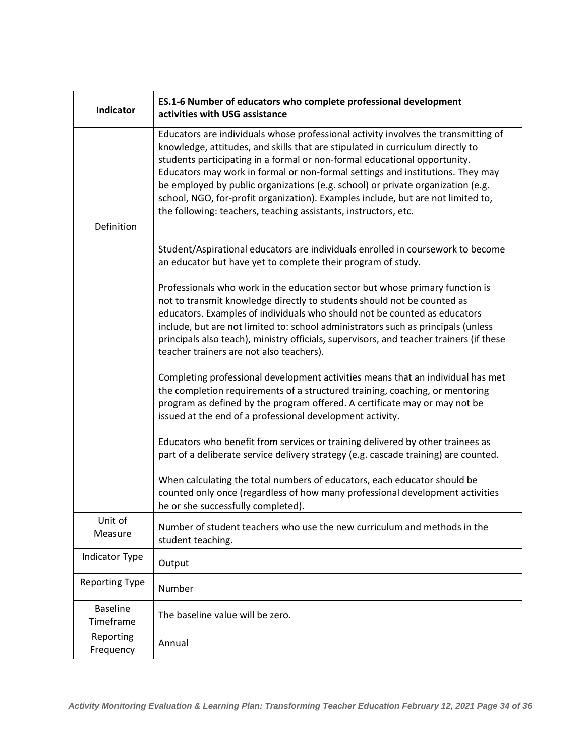| Indicator | **ES.1-6 Number of educators who complete professional development activities with USG assistance** |
|---|---|
| Definition | Educators are individuals whose professional activity involves the transmitting of knowledge, attitudes, and skills that are stipulated in curriculum directly to students participating in a formal or non-formal educational opportunity. Educators may work in formal or non-formal settings and institutions. They may be employed by public organizations (e.g. school) or private organization (e.g. school, NGO, for-profit organization). Examples include, but are not limited to, the following: teachers, teaching assistants, instructors, etc.<br><br>Student/Aspirational educators are individuals enrolled in coursework to become an educator but have yet to complete their program of study.<br><br>Professionals who work in the education sector but whose primary function is not to transmit knowledge directly to students should not be counted as educators. Examples of individuals who should not be counted as educators include, but are not limited to: school administrators such as principals (unless principals also teach), ministry officials, supervisors, and teacher trainers (if these teacher trainers are not also teachers).<br><br>Completing professional development activities means that an individual has met the completion requirements of a structured training, coaching, or mentoring program as defined by the program offered. A certificate may or may not be issued at the end of a professional development activity.<br><br>Educators who benefit from services or training delivered by other trainees as part of a deliberate service delivery strategy (e.g. cascade training) are counted.<br><br>When calculating the total numbers of educators, each educator should be counted only once (regardless of how many professional development activities he or she successfully completed). |
| Unit of Measure | Number of student teachers who use the new curriculum and methods in the student teaching. |
| Indicator Type | Output |
| Reporting Type | Number |
| Baseline Timeframe | The baseline value will be zero. |
| Reporting Frequency | Annual |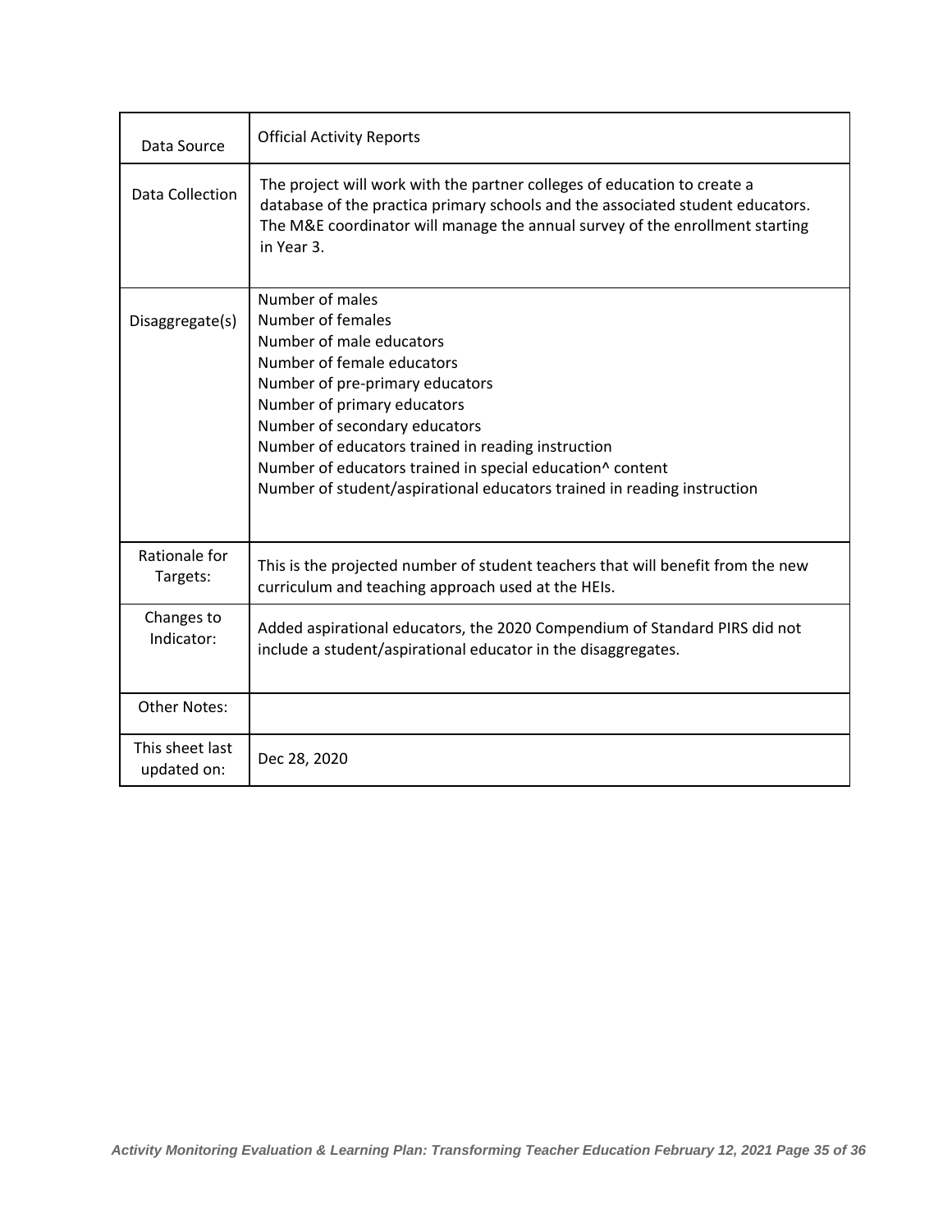| | |
|---|---|
| Data Source | Official Activity Reports |
| Data Collection | The project will work with the partner colleges of education to create a database of the practica primary schools and the associated student educators. The M&E coordinator will manage the annual survey of the enrollment starting in Year 3. |
| Disaggregate(s) | Number of males<br>Number of females<br>Number of male educators<br>Number of female educators<br>Number of pre-primary educators<br>Number of primary educators<br>Number of secondary educators<br>Number of educators trained in reading instruction<br>Number of educators trained in special education^ content<br>Number of student/aspirational educators trained in reading instruction |
| Rationale for Targets: | This is the projected number of student teachers that will benefit from the new curriculum and teaching approach used at the HEIs. |
| Changes to Indicator: | Added aspirational educators, the 2020 Compendium of Standard PIRS did not include a student/aspirational educator in the disaggregates. |
| Other Notes: | |
| This sheet last updated on: | Dec 28, 2020 |